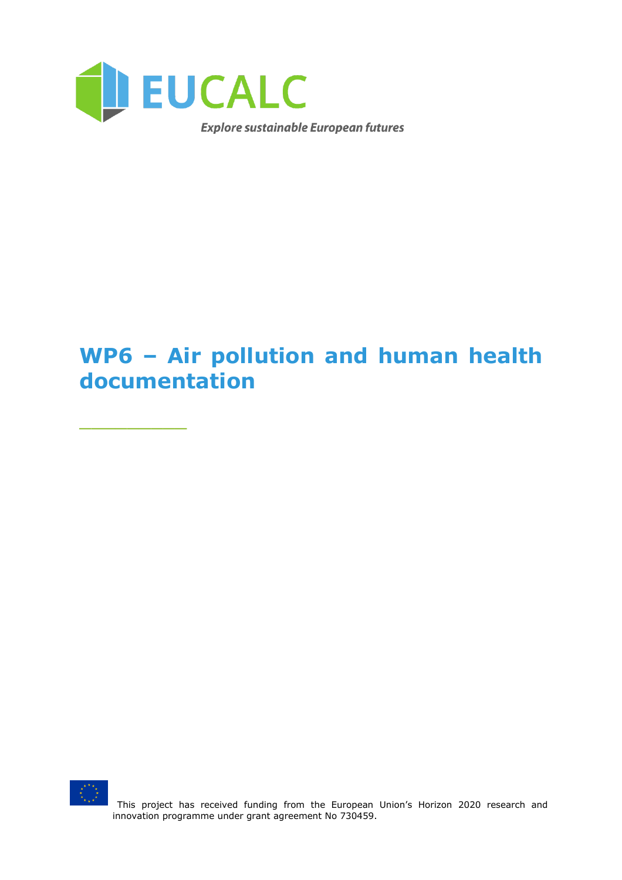EUCALC

*Explore sustainable European futures*

# WP6 – Air pollution and human health documentation

This project has received funding from the European Union's Horizon 2020 research and innovation programme under grant agreement No 730459.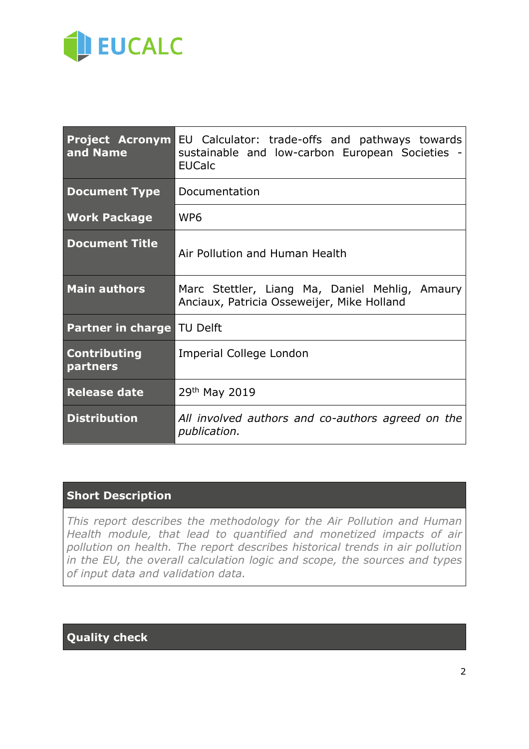EUCALC

| **Project Acronym and Name** | EU Calculator: trade-offs and pathways towards sustainable and low-carbon European Societies - EUCalc |
|---|---|
| **Document Type** | Documentation |
| **Work Package** | WP6 |
| **Document Title** | Air Pollution and Human Health |
| **Main authors** | Marc Stettler, Liang Ma, Daniel Mehlig, Amaury Anciaux, Patricia Osseweijer, Mike Holland |
| **Partner in charge** | TU Delft |
| **Contributing partners** | Imperial College London |
| **Release date** | 29th May 2019 |
| **Distribution** | *All involved authors and co-authors agreed on the publication.* |

| **Short Description** |
|---|
| *This report describes the methodology for the Air Pollution and Human Health module, that lead to quantified and monetized impacts of air pollution on health. The report describes historical trends in air pollution in the EU, the overall calculation logic and scope, the sources and types of input data and validation data.* |

| **Quality check** |
|---|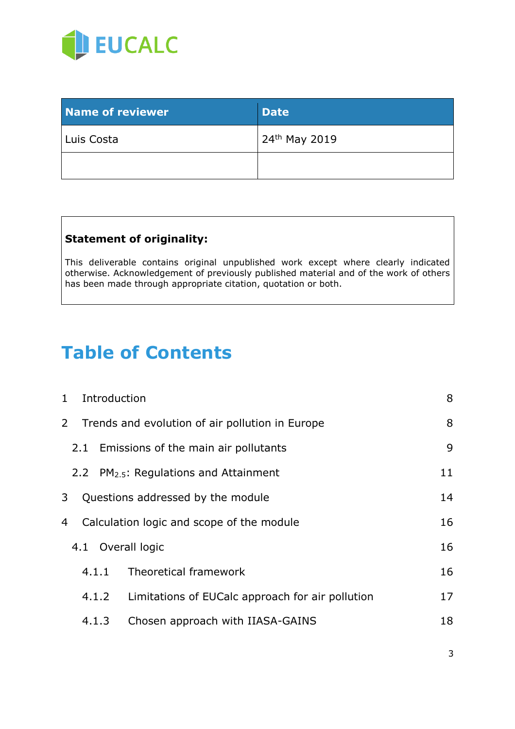EUCALC

| Name of reviewer | Date |
| --- | --- |
| Luis Costa | 24th May 2019 |
| | |

**Statement of originality:**

This deliverable contains original unpublished work except where clearly indicated otherwise. Acknowledgement of previously published material and of the work of others has been made through appropriate citation, quotation or both.

# Table of Contents

1 Introduction 8

2 Trends and evolution of air pollution in Europe 8

2.1 Emissions of the main air pollutants 9

2.2 $PM_{2.5}$: Regulations and Attainment 11

3 Questions addressed by the module 14

4 Calculation logic and scope of the module 16

4.1 Overall logic 16

4.1.1 Theoretical framework 16

4.1.2 Limitations of EUCalc approach for air pollution 17

4.1.3 Chosen approach with IIASA-GAINS 18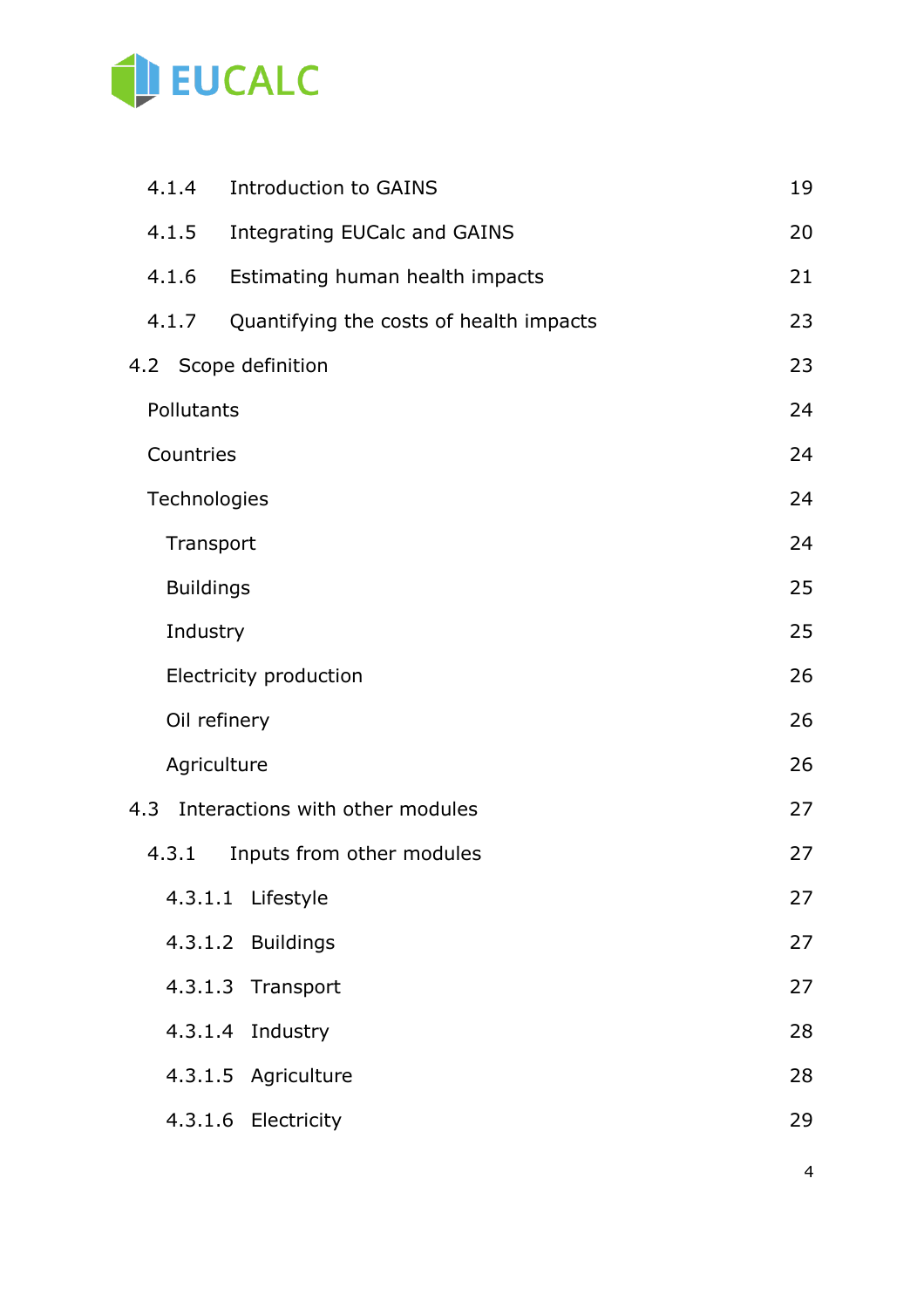4.1.4 Introduction to GAINS 19

4.1.5 Integrating EUCalc and GAINS 20

4.1.6 Estimating human health impacts 21

4.1.7 Quantifying the costs of health impacts 23

4.2 Scope definition 23

Pollutants 24

Countries 24

Technologies 24

Transport 24

Buildings 25

Industry 25

Electricity production 26

Oil refinery 26

Agriculture 26

4.3 Interactions with other modules 27

4.3.1 Inputs from other modules 27

4.3.1.1 Lifestyle 27

4.3.1.2 Buildings 27

4.3.1.3 Transport 27

4.3.1.4 Industry 28

4.3.1.5 Agriculture 28

4.3.1.6 Electricity 29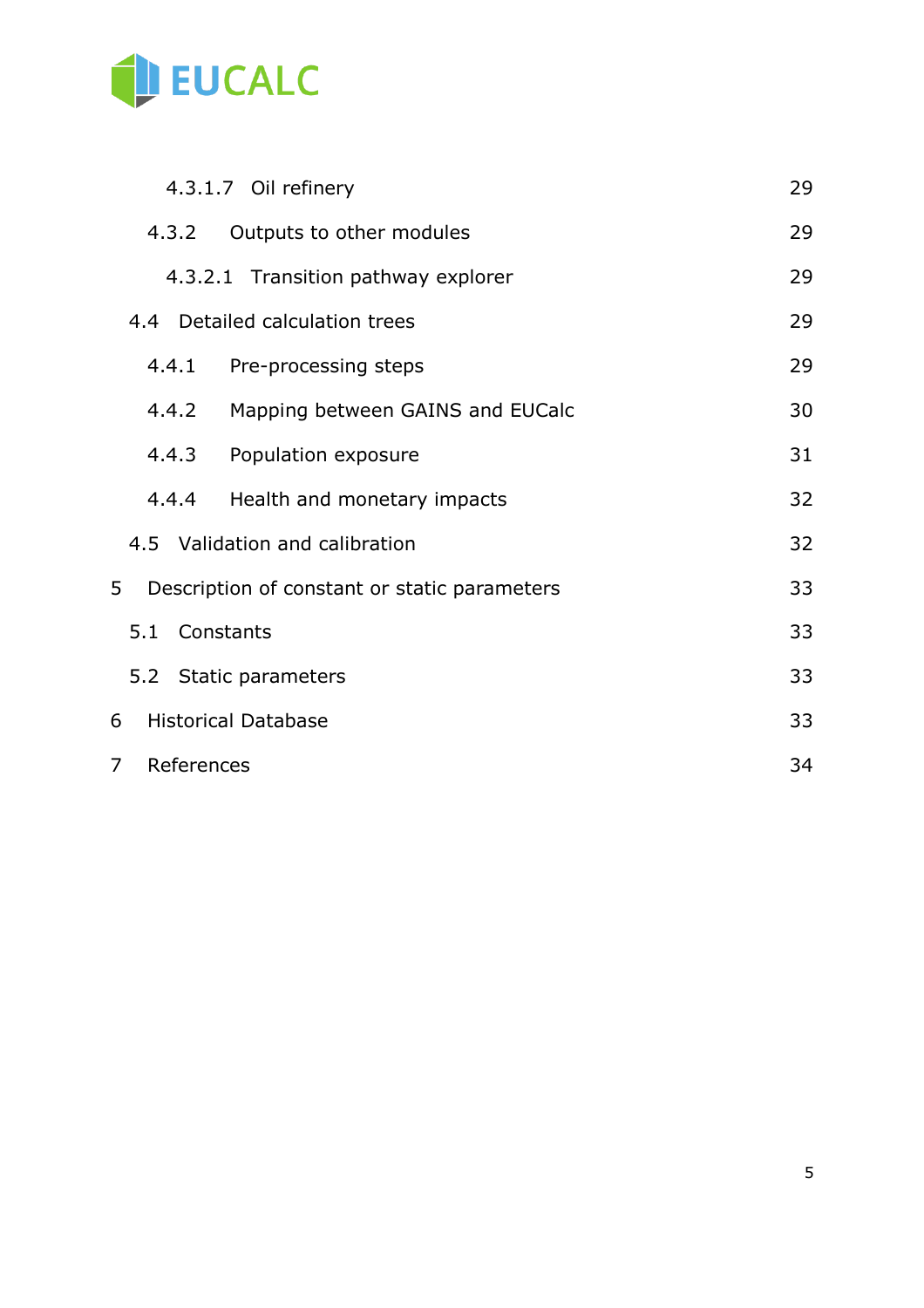4.3.1.7 Oil refinery 29

4.3.2 Outputs to other modules 29

4.3.2.1 Transition pathway explorer 29

4.4 Detailed calculation trees 29

4.4.1 Pre-processing steps 29

4.4.2 Mapping between GAINS and EUCalc 30

4.4.3 Population exposure 31

4.4.4 Health and monetary impacts 32

4.5 Validation and calibration 32

5 Description of constant or static parameters 33

5.1 Constants 33

5.2 Static parameters 33

6 Historical Database 33

7 References 34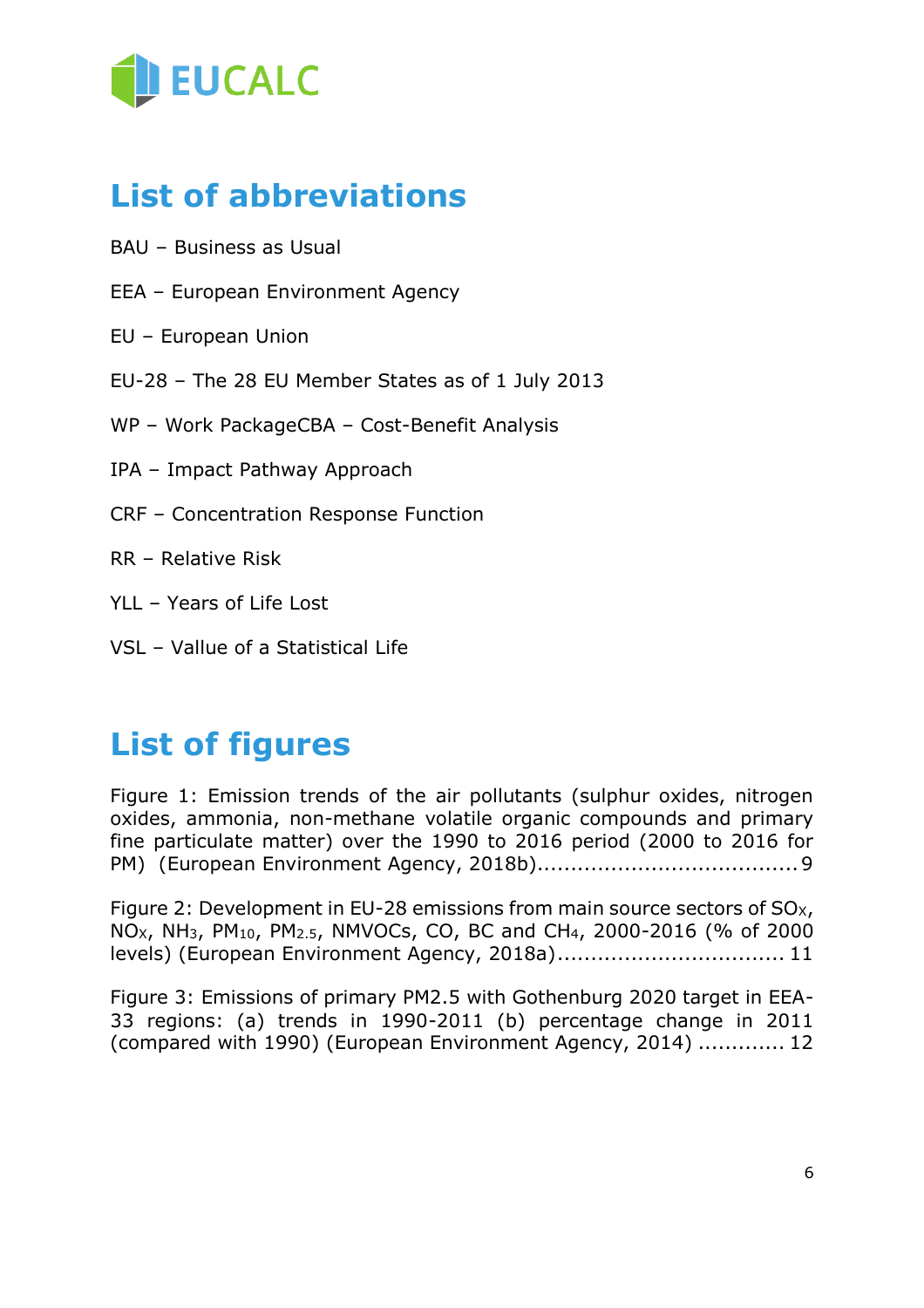# List of abbreviations

BAU – Business as Usual

EEA – European Environment Agency

EU – European Union

EU-28 – The 28 EU Member States as of 1 July 2013

WP – Work PackageCBA – Cost-Benefit Analysis

IPA – Impact Pathway Approach

CRF – Concentration Response Function

RR – Relative Risk

YLL – Years of Life Lost

VSL – Vallue of a Statistical Life

# List of figures

Figure 1: Emission trends of the air pollutants (sulphur oxides, nitrogen oxides, ammonia, non-methane volatile organic compounds and primary fine particulate matter) over the 1990 to 2016 period (2000 to 2016 for PM) (European Environment Agency, 2018b)....................................... 9

Figure 2: Development in EU-28 emissions from main source sectors of $SO_X$, $NO_X$, $NH_3$, $PM_{10}$, $PM_{2.5}$, NMVOCs, CO, BC and $CH_4$, 2000-2016 (% of 2000 levels) (European Environment Agency, 2018a)................................. 11

Figure 3: Emissions of primary PM2.5 with Gothenburg 2020 target in EEA-33 regions: (a) trends in 1990-2011 (b) percentage change in 2011 (compared with 1990) (European Environment Agency, 2014) ............. 12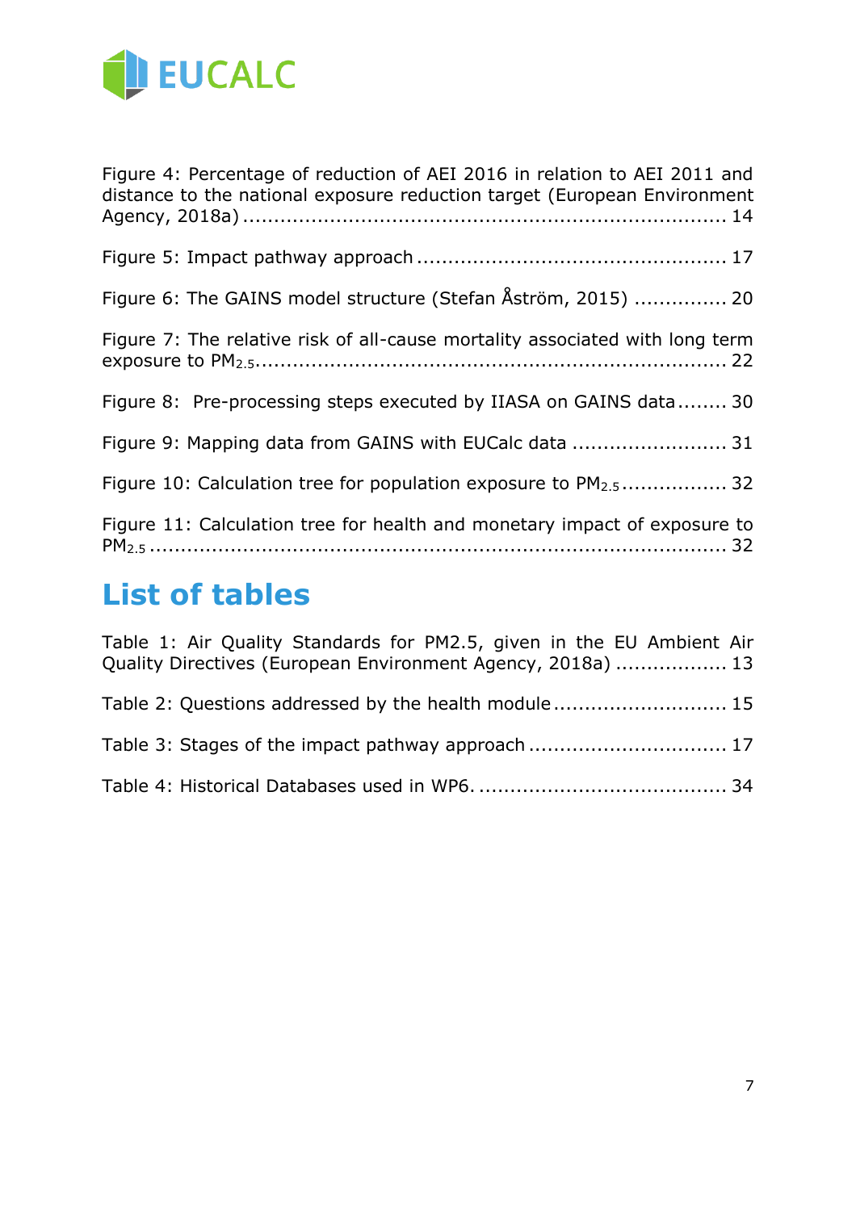Figure 4: Percentage of reduction of AEI 2016 in relation to AEI 2011 and distance to the national exposure reduction target (European Environment Agency, 2018a) .......... 14

Figure 5: Impact pathway approach .......... 17

Figure 6: The GAINS model structure (Stefan Åström, 2015) .......... 20

Figure 7: The relative risk of all-cause mortality associated with long term exposure to $PM_{2.5}$ .......... 22

Figure 8: Pre-processing steps executed by IIASA on GAINS data .......... 30

Figure 9: Mapping data from GAINS with EUCalc data .......... 31

Figure 10: Calculation tree for population exposure to $PM_{2.5}$ .......... 32

Figure 11: Calculation tree for health and monetary impact of exposure to $PM_{2.5}$ .......... 32

# List of tables

Table 1: Air Quality Standards for PM2.5, given in the EU Ambient Air Quality Directives (European Environment Agency, 2018a) .......... 13

Table 2: Questions addressed by the health module .......... 15

Table 3: Stages of the impact pathway approach .......... 17

Table 4: Historical Databases used in WP6. .......... 34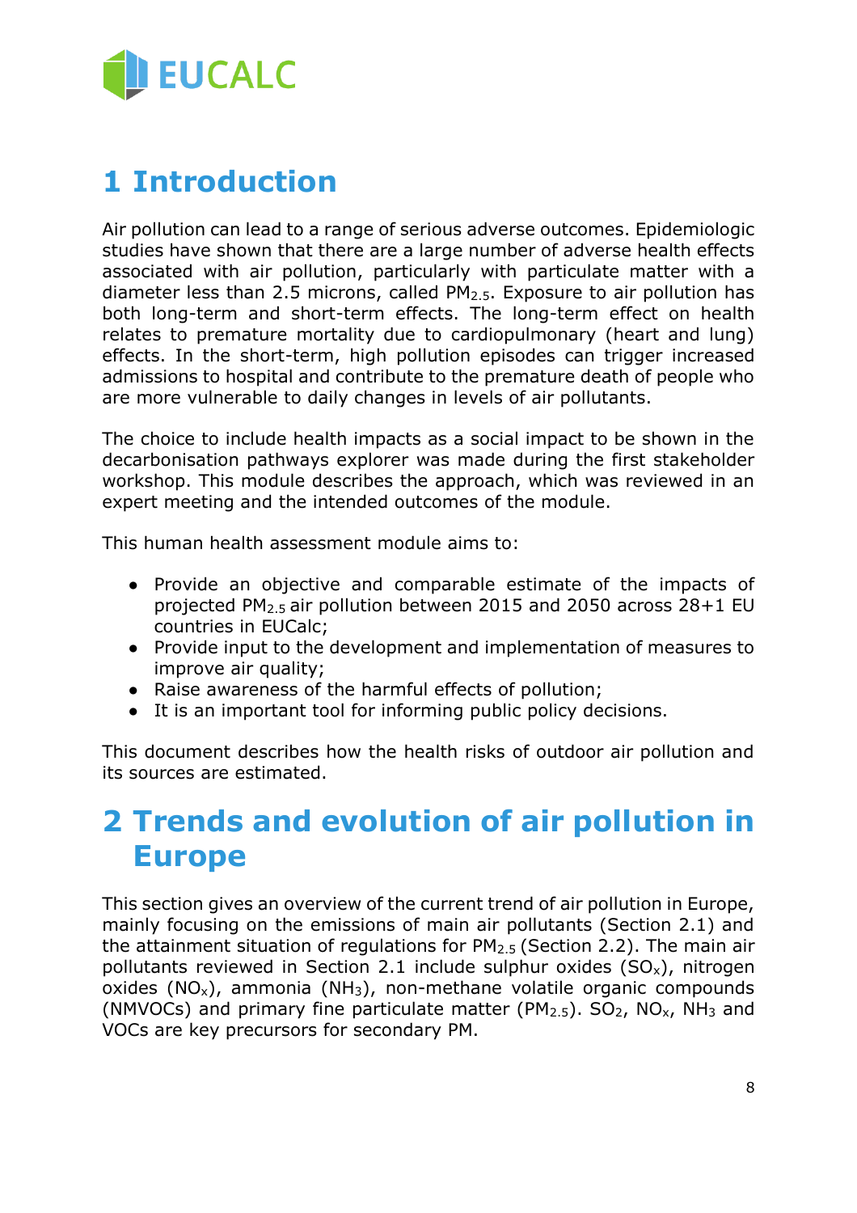# 1 Introduction

Air pollution can lead to a range of serious adverse outcomes. Epidemiologic studies have shown that there are a large number of adverse health effects associated with air pollution, particularly with particulate matter with a diameter less than 2.5 microns, called $PM_{2.5}$. Exposure to air pollution has both long-term and short-term effects. The long-term effect on health relates to premature mortality due to cardiopulmonary (heart and lung) effects. In the short-term, high pollution episodes can trigger increased admissions to hospital and contribute to the premature death of people who are more vulnerable to daily changes in levels of air pollutants.

The choice to include health impacts as a social impact to be shown in the decarbonisation pathways explorer was made during the first stakeholder workshop. This module describes the approach, which was reviewed in an expert meeting and the intended outcomes of the module.

This human health assessment module aims to:

- Provide an objective and comparable estimate of the impacts of projected $PM_{2.5}$ air pollution between 2015 and 2050 across 28+1 EU countries in EUCalc;
- Provide input to the development and implementation of measures to improve air quality;
- Raise awareness of the harmful effects of pollution;
- It is an important tool for informing public policy decisions.

This document describes how the health risks of outdoor air pollution and its sources are estimated.

# 2 Trends and evolution of air pollution in Europe

This section gives an overview of the current trend of air pollution in Europe, mainly focusing on the emissions of main air pollutants (Section 2.1) and the attainment situation of regulations for $PM_{2.5}$ (Section 2.2). The main air pollutants reviewed in Section 2.1 include sulphur oxides ($SO_x$), nitrogen oxides ($NO_x$), ammonia ($NH_3$), non-methane volatile organic compounds (NMVOCs) and primary fine particulate matter ($PM_{2.5}$). $SO_2$, $NO_x$, $NH_3$ and VOCs are key precursors for secondary PM.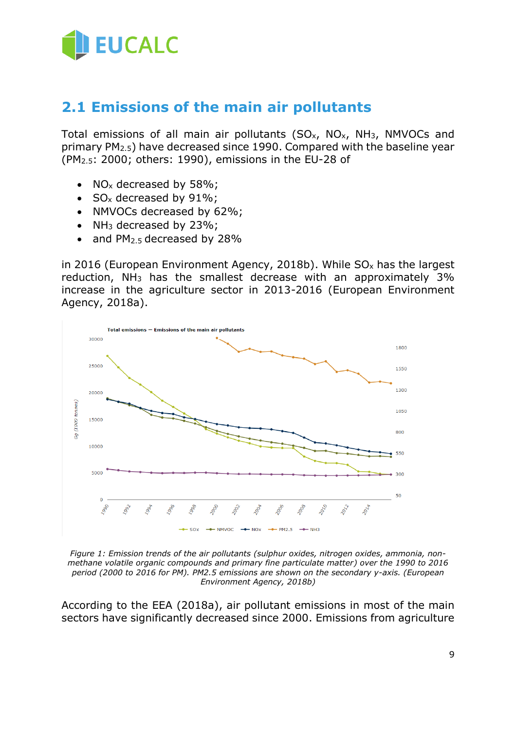## 2.1 Emissions of the main air pollutants

Total emissions of all main air pollutants ($SO_x$, $NO_x$, $NH_3$, NMVOCs and primary $PM_{2.5}$) have decreased since 1990. Compared with the baseline year ($PM_{2.5}$: 2000; others: 1990), emissions in the EU-28 of

- $NO_x$ decreased by 58%;
- $SO_x$ decreased by 91%;
- NMVOCs decreased by 62%;
- $NH_3$ decreased by 23%;
- and $PM_{2.5}$ decreased by 28%

in 2016 (European Environment Agency, 2018b). While $SO_x$ has the largest reduction, $NH_3$ has the smallest decrease with an approximately 3% increase in the agriculture sector in 2013-2016 (European Environment Agency, 2018a).

*Figure 1: Emission trends of the air pollutants (sulphur oxides, nitrogen oxides, ammonia, non-methane volatile organic compounds and primary fine particulate matter) over the 1990 to 2016 period (2000 to 2016 for PM). PM2.5 emissions are shown on the secondary y-axis. (European Environment Agency, 2018b)*

According to the EEA (2018a), air pollutant emissions in most of the main sectors have significantly decreased since 2000. Emissions from agriculture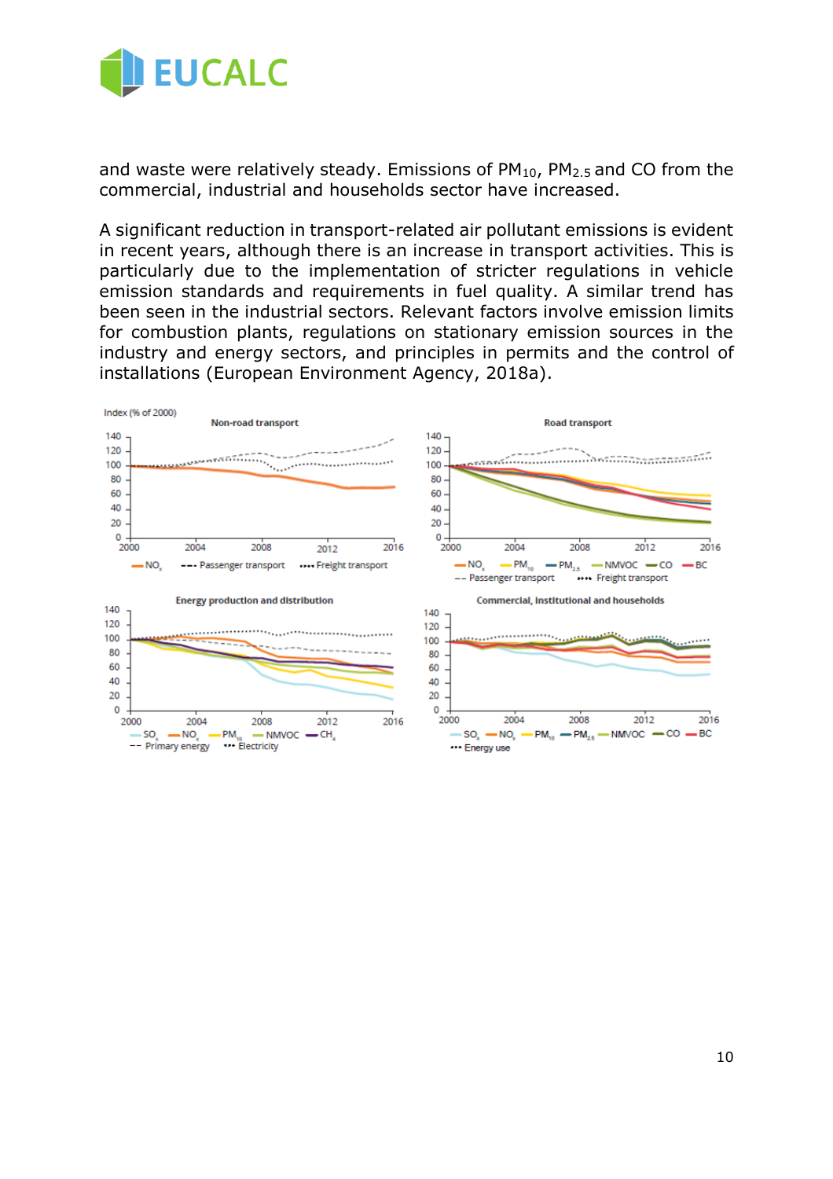and waste were relatively steady. Emissions of $PM_{10}$, $PM_{2.5}$ and CO from the commercial, industrial and households sector have increased.

A significant reduction in transport-related air pollutant emissions is evident in recent years, although there is an increase in transport activities. This is particularly due to the implementation of stricter regulations in vehicle emission standards and requirements in fuel quality. A similar trend has been seen in the industrial sectors. Relevant factors involve emission limits for combustion plants, regulations on stationary emission sources in the industry and energy sectors, and principles in permits and the control of installations (European Environment Agency, 2018a).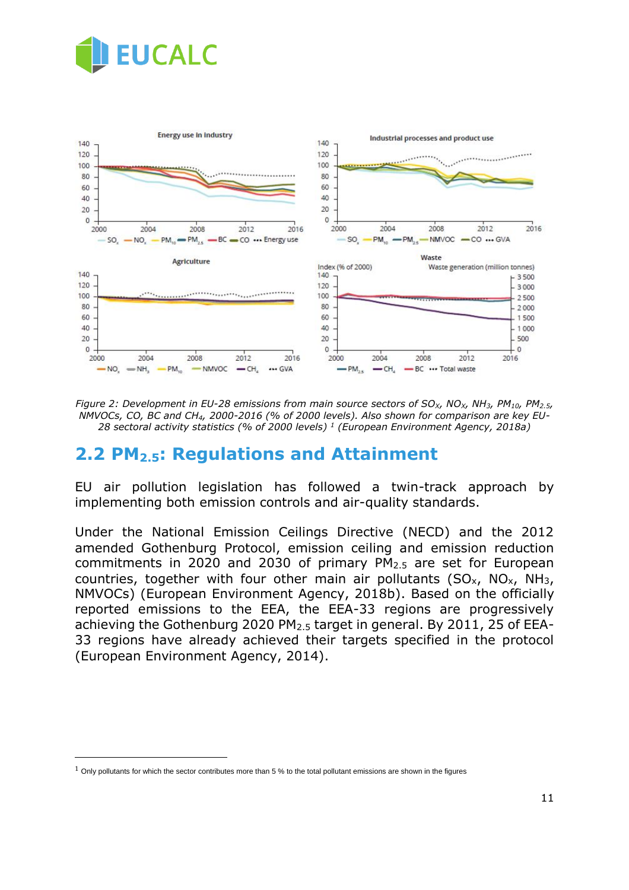*Figure 2: Development in EU-28 emissions from main source sectors of $SO_X$, $NO_X$, $NH_3$, $PM_{10}$, $PM_{2.5}$, NMVOCs, CO, BC and $CH_4$, 2000-2016 (% of 2000 levels). Also shown for comparison are key EU-28 sectoral activity statistics (% of 2000 levels)* [1] *(European Environment Agency, 2018a)*

## 2.2 $PM_{2.5}$: Regulations and Attainment

EU air pollution legislation has followed a twin-track approach by implementing both emission controls and air-quality standards.

Under the National Emission Ceilings Directive (NECD) and the 2012 amended Gothenburg Protocol, emission ceiling and emission reduction commitments in 2020 and 2030 of primary $PM_{2.5}$ are set for European countries, together with four other main air pollutants ($SO_x$, $NO_x$, $NH_3$, NMVOCs) (European Environment Agency, 2018b). Based on the officially reported emissions to the EEA, the EEA-33 regions are progressively achieving the Gothenburg 2020 $PM_{2.5}$ target in general. By 2011, 25 of EEA-33 regions have already achieved their targets specified in the protocol (European Environment Agency, 2014).

[1] Only pollutants for which the sector contributes more than 5 % to the total pollutant emissions are shown in the figures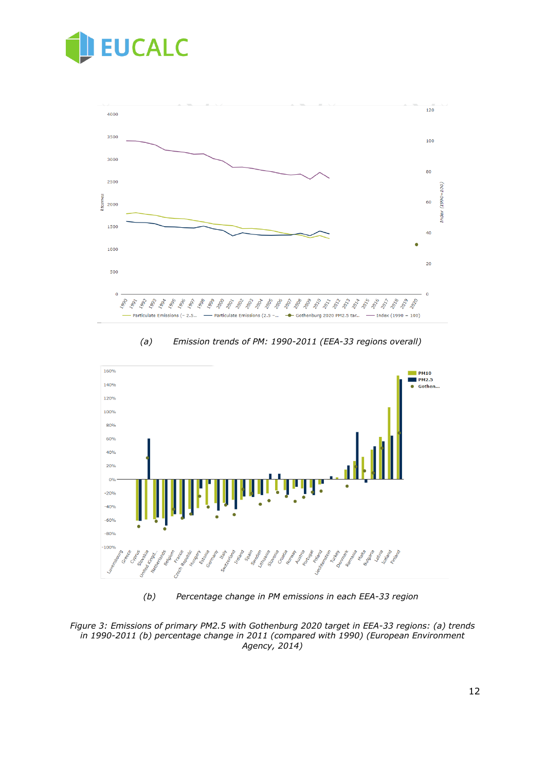(a) Emission trends of PM: 1990-2011 (EEA-33 regions overall)

(b) Percentage change in PM emissions in each EEA-33 region

*Figure 3: Emissions of primary PM2.5 with Gothenburg 2020 target in EEA-33 regions: (a) trends in 1990-2011 (b) percentage change in 2011 (compared with 1990) (European Environment Agency, 2014)*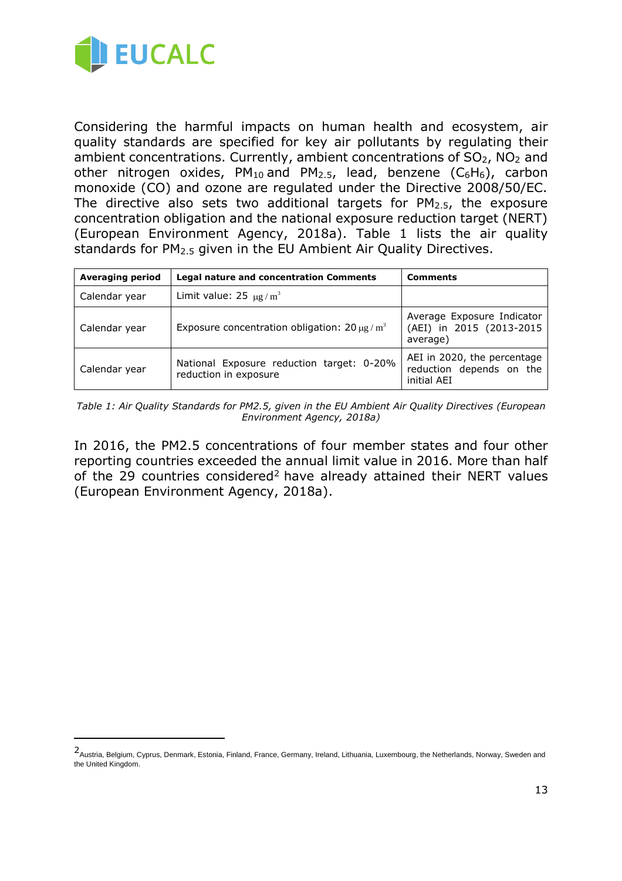Considering the harmful impacts on human health and ecosystem, air quality standards are specified for key air pollutants by regulating their ambient concentrations. Currently, ambient concentrations of $SO_2$, $NO_2$ and other nitrogen oxides, $PM_{10}$ and $PM_{2.5}$, lead, benzene ($C_6H_6$), carbon monoxide (CO) and ozone are regulated under the Directive 2008/50/EC. The directive also sets two additional targets for $PM_{2.5}$, the exposure concentration obligation and the national exposure reduction target (NERT) (European Environment Agency, 2018a). Table 1 lists the air quality standards for $PM_{2.5}$ given in the EU Ambient Air Quality Directives.

| **Averaging period** | **Legal nature and concentration Comments** | **Comments** |
| --- | --- | --- |
| Calendar year | Limit value: 25 $\mu g / m^3$ | |
| Calendar year | Exposure concentration obligation: 20 $\mu g / m^3$ | Average Exposure Indicator (AEI) in 2015 (2013-2015 average) |
| Calendar year | National Exposure reduction target: 0-20% reduction in exposure | AEI in 2020, the percentage reduction depends on the initial AEI |

*Table 1: Air Quality Standards for PM2.5, given in the EU Ambient Air Quality Directives (European Environment Agency, 2018a)*

In 2016, the PM2.5 concentrations of four member states and four other reporting countries exceeded the annual limit value in 2016. More than half of the 29 countries considered[2] have already attained their NERT values (European Environment Agency, 2018a).

[2] Austria, Belgium, Cyprus, Denmark, Estonia, Finland, France, Germany, Ireland, Lithuania, Luxembourg, the Netherlands, Norway, Sweden and the United Kingdom.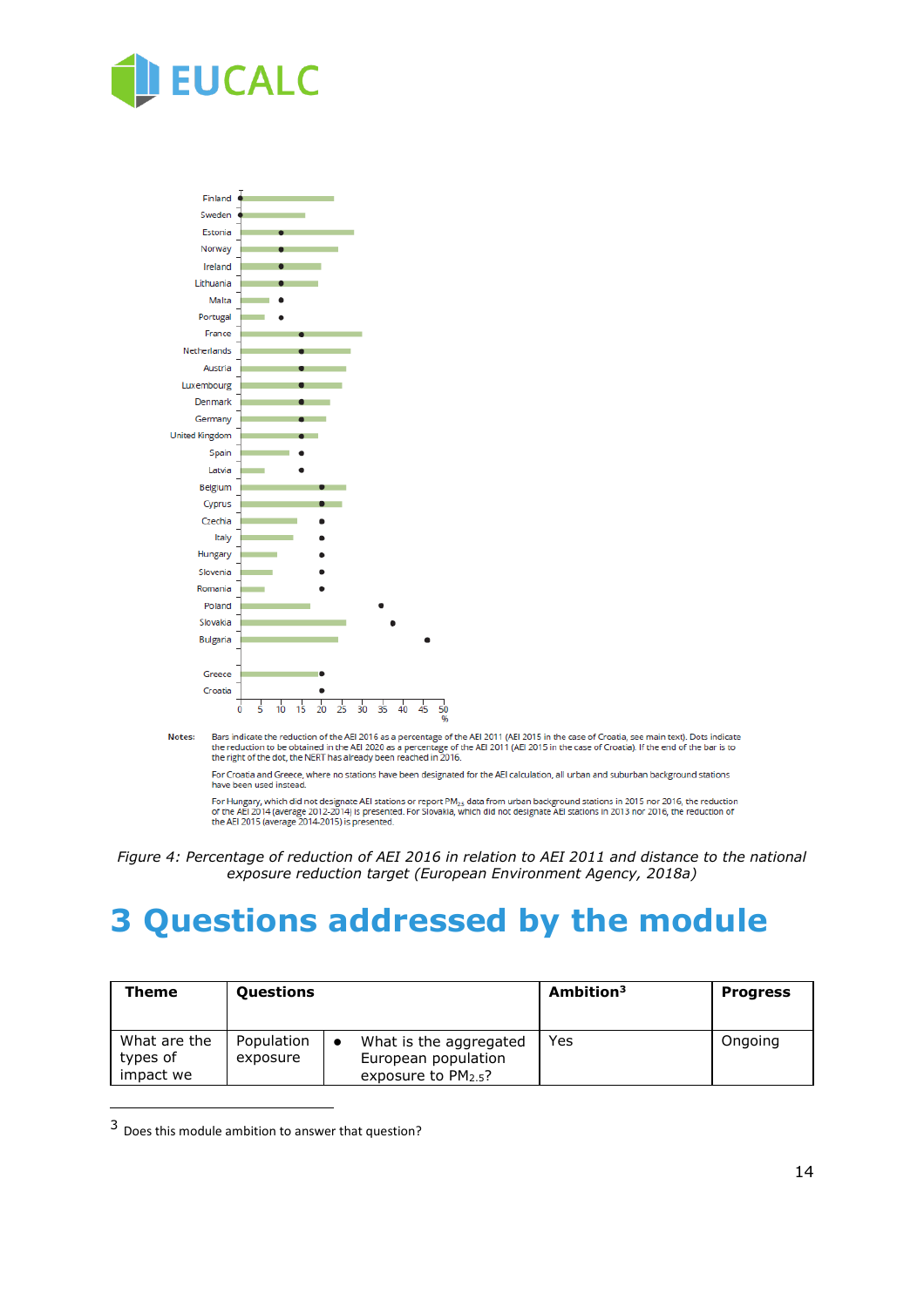Notes: Bars indicate the reduction of the AEI 2016 as a percentage of the AEI 2011 (AEI 2015 in the case of Croatia, see main text). Dots indicate the reduction to be obtained in the AEI 2020 as a percentage of the AEI 2011 (AEI 2015 in the case of Croatia). If the end of the bar is to the right of the dot, the NERT has already been reached in 2016.

For Croatia and Greece, where no stations have been designated for the AEI calculation, all urban and suburban background stations have been used instead.

For Hungary, which did not designate AEI stations or report $PM_{2.5}$ data from urban background stations in 2015 nor 2016, the reduction of the AEI 2014 (average 2012-2014) is presented. For Slovakia, which did not designate AEI stations in 2013 nor 2016, the reduction of the AEI 2015 (average 2014-2015) is presented.

*Figure 4: Percentage of reduction of AEI 2016 in relation to AEI 2011 and distance to the national exposure reduction target (European Environment Agency, 2018a)*

# 3 Questions addressed by the module

| Theme | Questions | | Ambition[3] | Progress |
|---|---|---|---|---|
| What are the types of impact we | Population exposure | • What is the aggregated European population exposure to $PM_{2.5}$? | Yes | Ongoing |

[3] Does this module ambition to answer that question?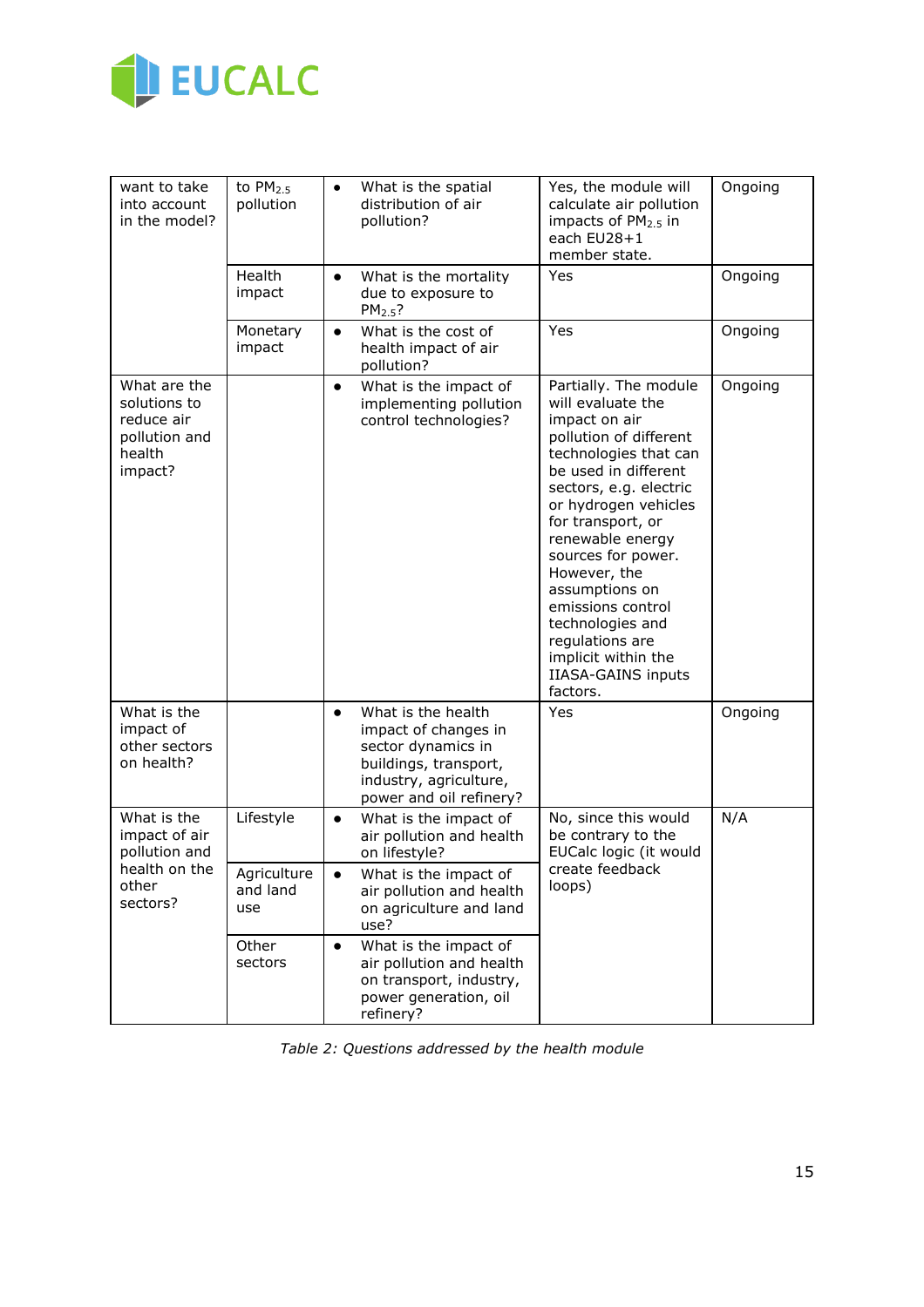| want to take into account in the model? | to $PM_{2.5}$ pollution | • What is the spatial distribution of air pollution? | Yes, the module will calculate air pollution impacts of $PM_{2.5}$ in each EU28+1 member state. | Ongoing |
|---|---|---|---|---|
| | Health impact | • What is the mortality due to exposure to $PM_{2.5}$? | Yes | Ongoing |
| | Monetary impact | • What is the cost of health impact of air pollution? | Yes | Ongoing |
| What are the solutions to reduce air pollution and health impact? | | • What is the impact of implementing pollution control technologies? | Partially. The module will evaluate the impact on air pollution of different technologies that can be used in different sectors, e.g. electric or hydrogen vehicles for transport, or renewable energy sources for power. However, the assumptions on emissions control technologies and regulations are implicit within the IIASA-GAINS inputs factors. | Ongoing |
| What is the impact of other sectors on health? | | • What is the health impact of changes in sector dynamics in buildings, transport, industry, agriculture, power and oil refinery? | Yes | Ongoing |
| What is the impact of air pollution and health on the other sectors? | Lifestyle | • What is the impact of air pollution and health on lifestyle? | No, since this would be contrary to the EUCalc logic (it would create feedback loops) | N/A |
| | Agriculture and land use | • What is the impact of air pollution and health on agriculture and land use? | | |
| | Other sectors | • What is the impact of air pollution and health on transport, industry, power generation, oil refinery? | | |

*Table 2: Questions addressed by the health module*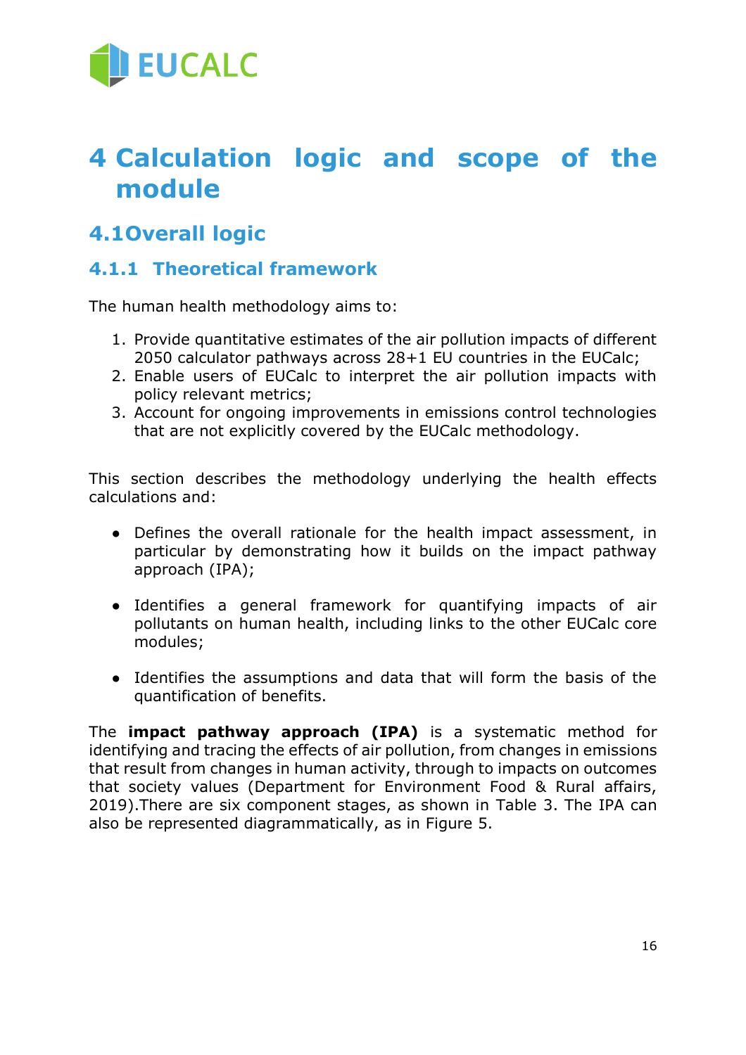# 4 Calculation logic and scope of the module

## 4.1 Overall logic

### 4.1.1 Theoretical framework

The human health methodology aims to:

1. Provide quantitative estimates of the air pollution impacts of different 2050 calculator pathways across 28+1 EU countries in the EUCalc;
2. Enable users of EUCalc to interpret the air pollution impacts with policy relevant metrics;
3. Account for ongoing improvements in emissions control technologies that are not explicitly covered by the EUCalc methodology.

This section describes the methodology underlying the health effects calculations and:

- Defines the overall rationale for the health impact assessment, in particular by demonstrating how it builds on the impact pathway approach (IPA);
- Identifies a general framework for quantifying impacts of air pollutants on human health, including links to the other EUCalc core modules;
- Identifies the assumptions and data that will form the basis of the quantification of benefits.

The **impact pathway approach (IPA)** is a systematic method for identifying and tracing the effects of air pollution, from changes in emissions that result from changes in human activity, through to impacts on outcomes that society values (Department for Environment Food & Rural affairs, 2019).There are six component stages, as shown in Table 3. The IPA can also be represented diagrammatically, as in Figure 5.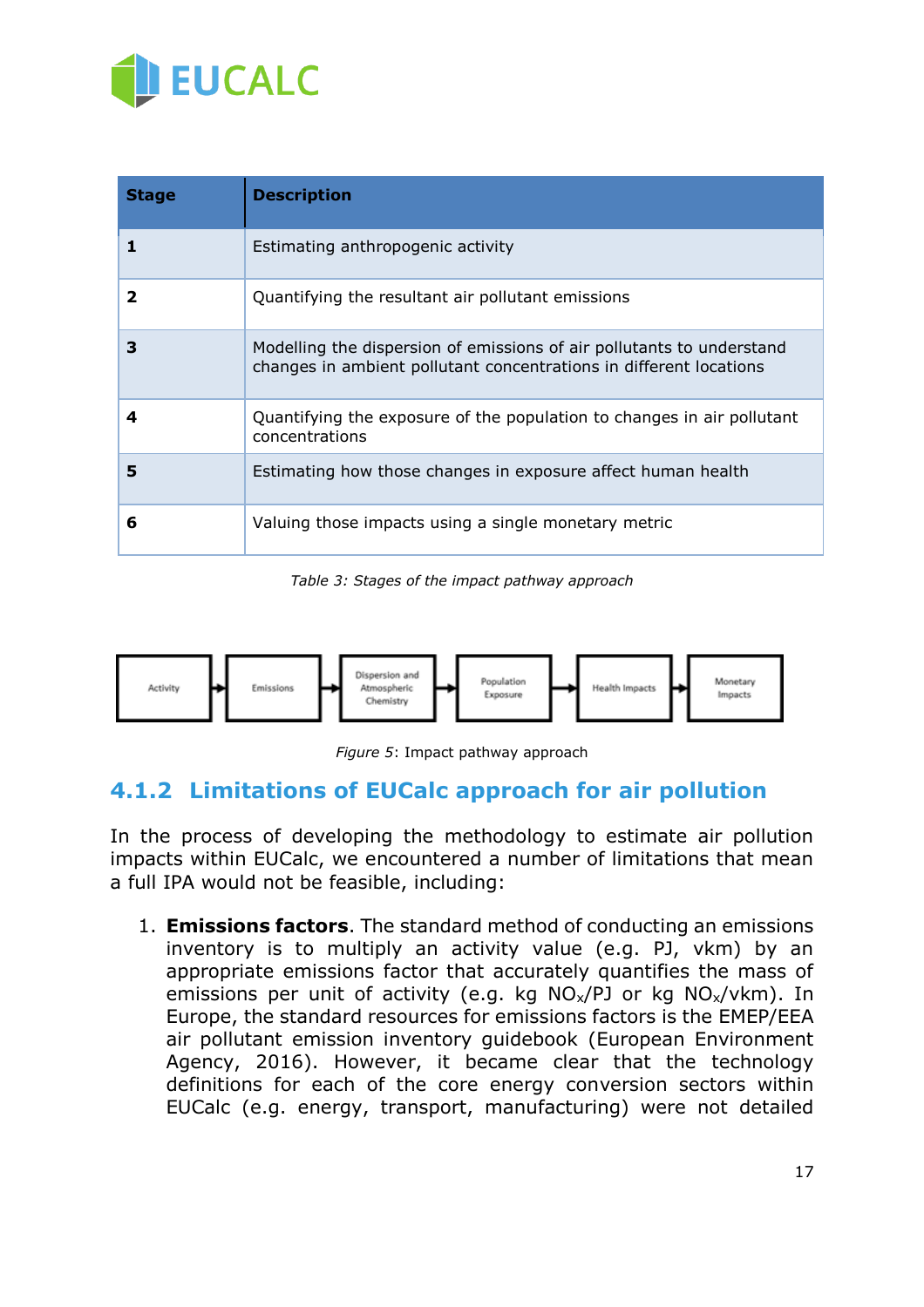| Stage | Description |
| --- | --- |
| **1** | Estimating anthropogenic activity |
| **2** | Quantifying the resultant air pollutant emissions |
| **3** | Modelling the dispersion of emissions of air pollutants to understand changes in ambient pollutant concentrations in different locations |
| **4** | Quantifying the exposure of the population to changes in air pollutant concentrations |
| **5** | Estimating how those changes in exposure affect human health |
| **6** | Valuing those impacts using a single monetary metric |

*Table 3: Stages of the impact pathway approach*

Activity → Emissions → Dispersion and Atmospheric Chemistry → Population Exposure → Health Impacts → Monetary Impacts

*Figure 5*: Impact pathway approach

### 4.1.2 Limitations of EUCalc approach for air pollution

In the process of developing the methodology to estimate air pollution impacts within EUCalc, we encountered a number of limitations that mean a full IPA would not be feasible, including:

1. **Emissions factors**. The standard method of conducting an emissions inventory is to multiply an activity value (e.g. PJ, vkm) by an appropriate emissions factor that accurately quantifies the mass of emissions per unit of activity (e.g. kg $NO_x$/PJ or kg $NO_x$/vkm). In Europe, the standard resources for emissions factors is the EMEP/EEA air pollutant emission inventory guidebook (European Environment Agency, 2016). However, it became clear that the technology definitions for each of the core energy conversion sectors within EUCalc (e.g. energy, transport, manufacturing) were not detailed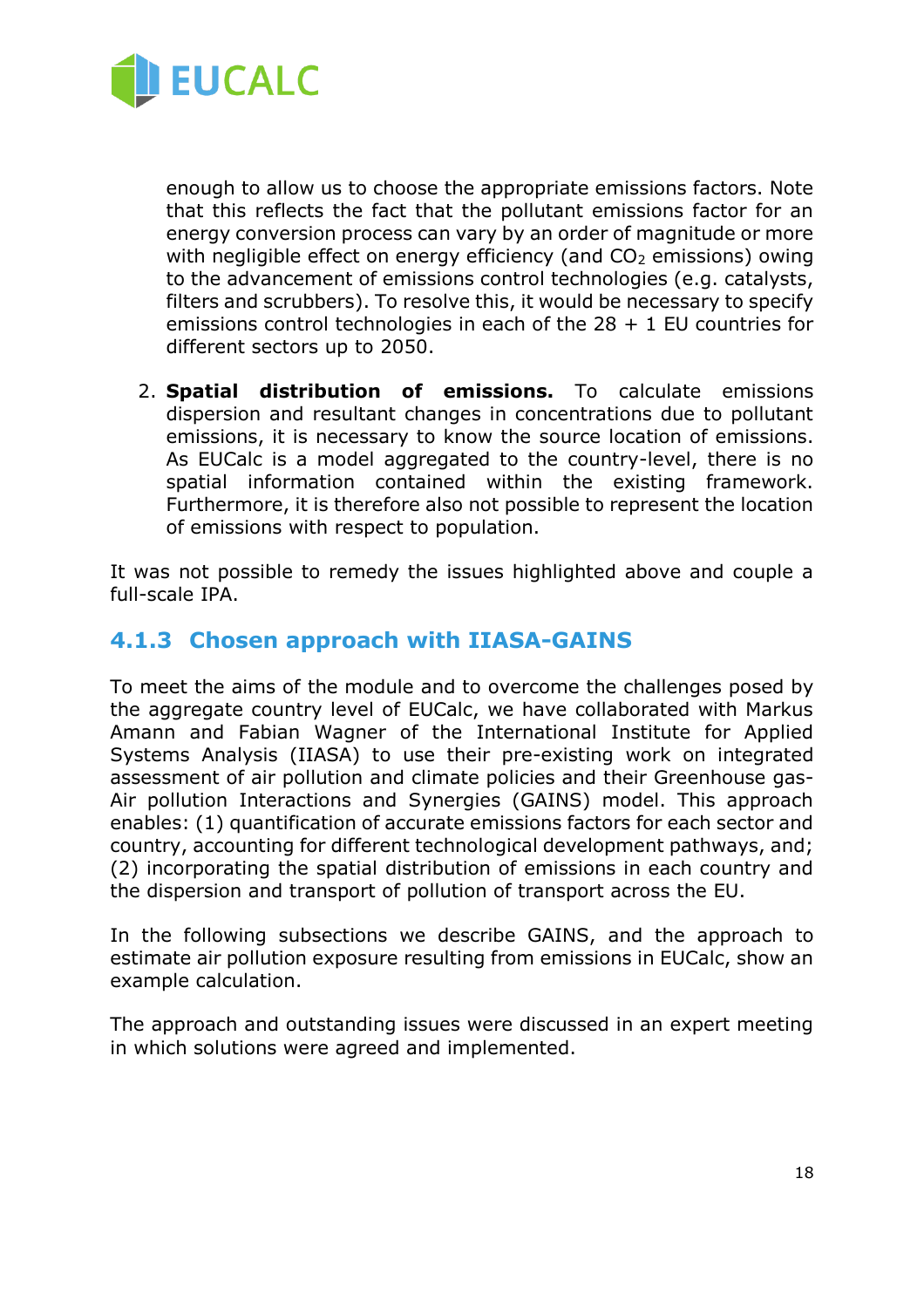enough to allow us to choose the appropriate emissions factors. Note that this reflects the fact that the pollutant emissions factor for an energy conversion process can vary by an order of magnitude or more with negligible effect on energy efficiency (and $CO_2$ emissions) owing to the advancement of emissions control technologies (e.g. catalysts, filters and scrubbers). To resolve this, it would be necessary to specify emissions control technologies in each of the 28 + 1 EU countries for different sectors up to 2050.

2. **Spatial distribution of emissions.** To calculate emissions dispersion and resultant changes in concentrations due to pollutant emissions, it is necessary to know the source location of emissions. As EUCalc is a model aggregated to the country-level, there is no spatial information contained within the existing framework. Furthermore, it is therefore also not possible to represent the location of emissions with respect to population.

It was not possible to remedy the issues highlighted above and couple a full-scale IPA.

### 4.1.3 Chosen approach with IIASA-GAINS

To meet the aims of the module and to overcome the challenges posed by the aggregate country level of EUCalc, we have collaborated with Markus Amann and Fabian Wagner of the International Institute for Applied Systems Analysis (IIASA) to use their pre-existing work on integrated assessment of air pollution and climate policies and their Greenhouse gas-Air pollution Interactions and Synergies (GAINS) model. This approach enables: (1) quantification of accurate emissions factors for each sector and country, accounting for different technological development pathways, and; (2) incorporating the spatial distribution of emissions in each country and the dispersion and transport of pollution of transport across the EU.

In the following subsections we describe GAINS, and the approach to estimate air pollution exposure resulting from emissions in EUCalc, show an example calculation.

The approach and outstanding issues were discussed in an expert meeting in which solutions were agreed and implemented.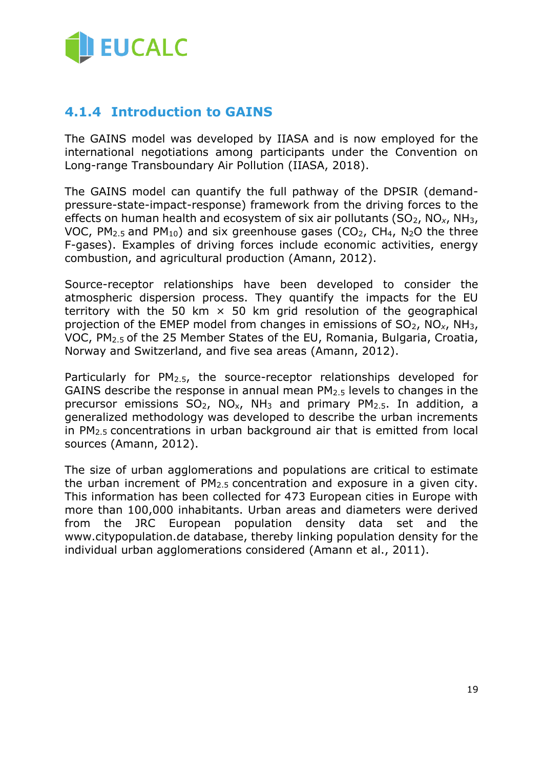### 4.1.4 Introduction to GAINS

The GAINS model was developed by IIASA and is now employed for the international negotiations among participants under the Convention on Long-range Transboundary Air Pollution (IIASA, 2018).

The GAINS model can quantify the full pathway of the DPSIR (demand-pressure-state-impact-response) framework from the driving forces to the effects on human health and ecosystem of six air pollutants ($SO_2$, $NO_x$, $NH_3$, VOC, $PM_{2.5}$ and $PM_{10}$) and six greenhouse gases ($CO_2$, $CH_4$, $N_2O$ the three F-gases). Examples of driving forces include economic activities, energy combustion, and agricultural production (Amann, 2012).

Source-receptor relationships have been developed to consider the atmospheric dispersion process. They quantify the impacts for the EU territory with the 50 km × 50 km grid resolution of the geographical projection of the EMEP model from changes in emissions of $SO_2$, $NO_x$, $NH_3$, VOC, $PM_{2.5}$ of the 25 Member States of the EU, Romania, Bulgaria, Croatia, Norway and Switzerland, and five sea areas (Amann, 2012).

Particularly for $PM_{2.5}$, the source-receptor relationships developed for GAINS describe the response in annual mean $PM_{2.5}$ levels to changes in the precursor emissions $SO_2$, $NO_x$, $NH_3$ and primary $PM_{2.5}$. In addition, a generalized methodology was developed to describe the urban increments in $PM_{2.5}$ concentrations in urban background air that is emitted from local sources (Amann, 2012).

The size of urban agglomerations and populations are critical to estimate the urban increment of $PM_{2.5}$ concentration and exposure in a given city. This information has been collected for 473 European cities in Europe with more than 100,000 inhabitants. Urban areas and diameters were derived from the JRC European population density data set and the www.citypopulation.de database, thereby linking population density for the individual urban agglomerations considered (Amann et al., 2011).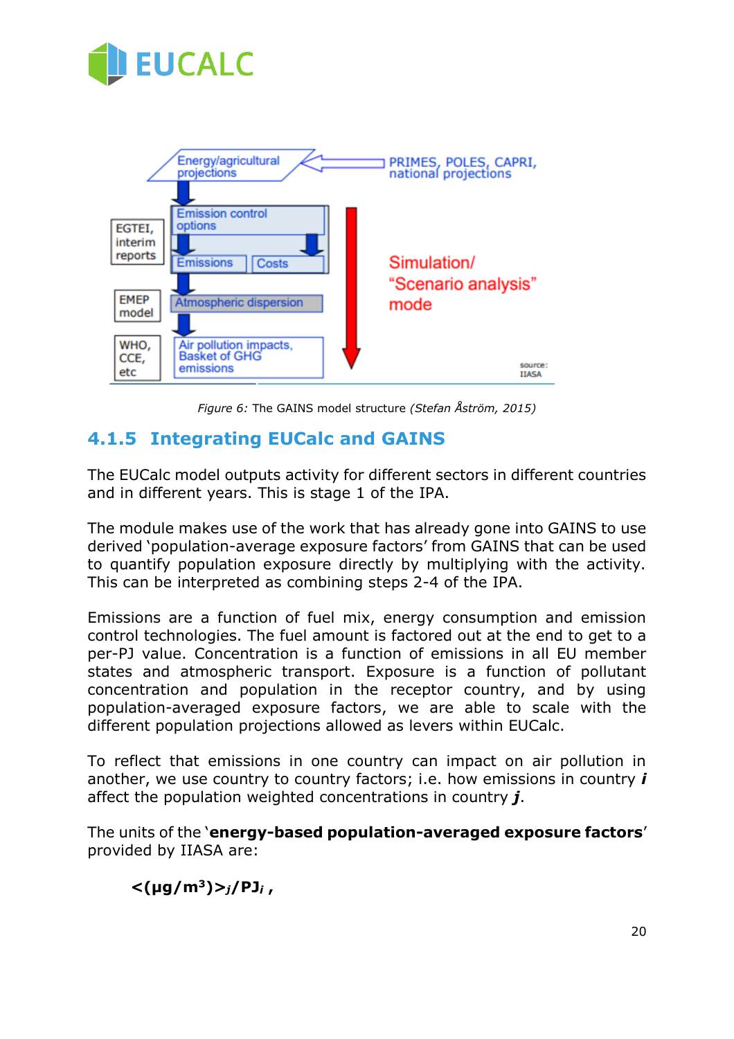Figure 6: The GAINS model structure *(Stefan Åström, 2015)*

### 4.1.5 Integrating EUCalc and GAINS

The EUCalc model outputs activity for different sectors in different countries and in different years. This is stage 1 of the IPA.

The module makes use of the work that has already gone into GAINS to use derived 'population-average exposure factors' from GAINS that can be used to quantify population exposure directly by multiplying with the activity. This can be interpreted as combining steps 2-4 of the IPA.

Emissions are a function of fuel mix, energy consumption and emission control technologies. The fuel amount is factored out at the end to get to a per-PJ value. Concentration is a function of emissions in all EU member states and atmospheric transport. Exposure is a function of pollutant concentration and population in the receptor country, and by using population-averaged exposure factors, we are able to scale with the different population projections allowed as levers within EUCalc.

To reflect that emissions in one country can impact on air pollution in another, we use country to country factors; i.e. how emissions in country ***i*** affect the population weighted concentrations in country ***j***.

The units of the '**energy-based population-averaged exposure factors**' provided by IIASA are:

$$\mathbf{<(\mu g/m^3)>_j / PJ_i} \,,$$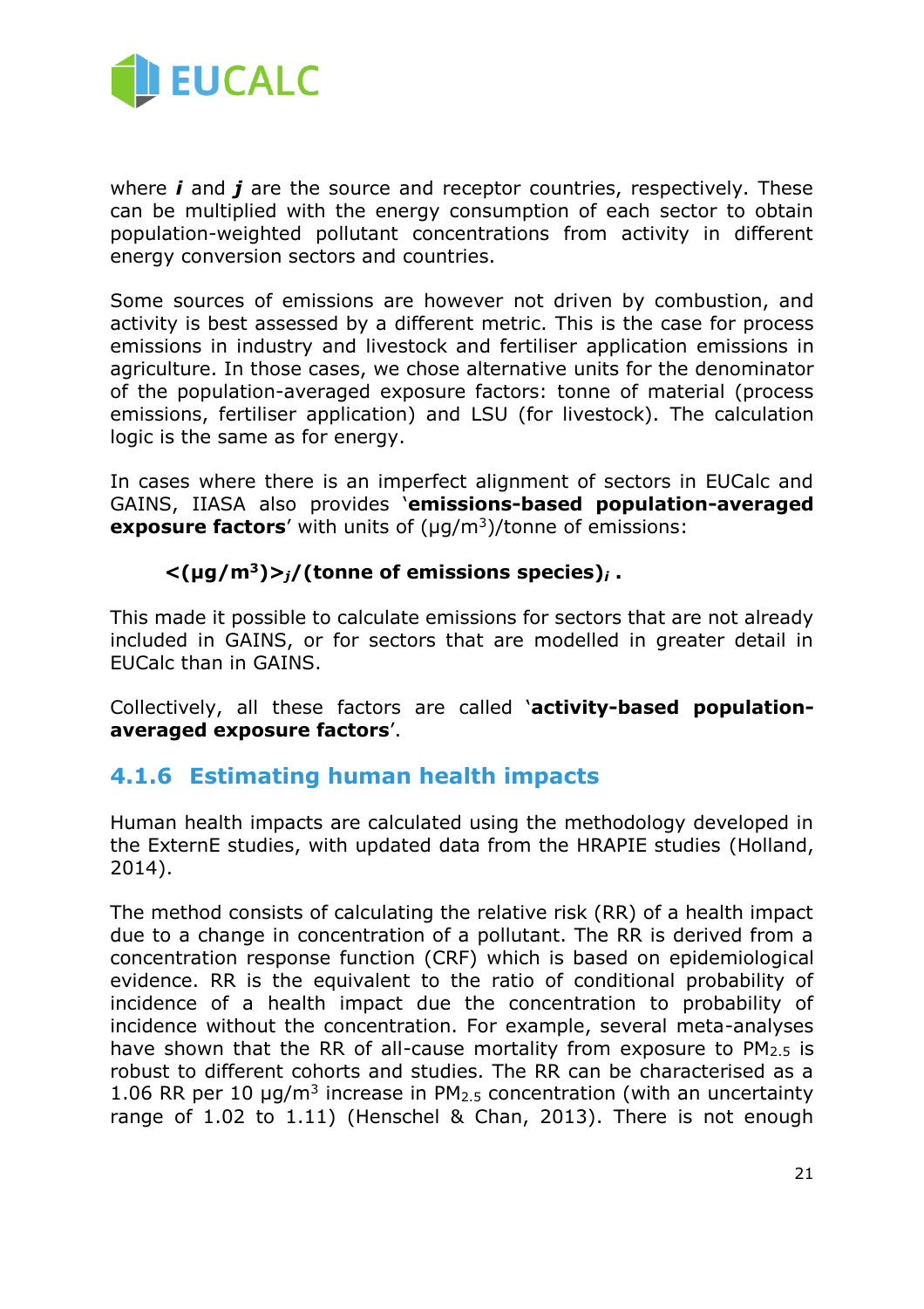where $\boldsymbol{i}$ and $\boldsymbol{j}$ are the source and receptor countries, respectively. These can be multiplied with the energy consumption of each sector to obtain population-weighted pollutant concentrations from activity in different energy conversion sectors and countries.

Some sources of emissions are however not driven by combustion, and activity is best assessed by a different metric. This is the case for process emissions in industry and livestock and fertiliser application emissions in agriculture. In those cases, we chose alternative units for the denominator of the population-averaged exposure factors: tonne of material (process emissions, fertiliser application) and LSU (for livestock). The calculation logic is the same as for energy.

In cases where there is an imperfect alignment of sectors in EUCalc and GAINS, IIASA also provides '**emissions-based population-averaged exposure factors**' with units of ($\mu g/m^3$)/tonne of emissions:

$$\boldsymbol{<(\mu g/m^3)>_j/(\text{tonne of emissions species})_i\ .}$$

This made it possible to calculate emissions for sectors that are not already included in GAINS, or for sectors that are modelled in greater detail in EUCalc than in GAINS.

Collectively, all these factors are called '**activity-based population-averaged exposure factors**'.

### 4.1.6 Estimating human health impacts

Human health impacts are calculated using the methodology developed in the ExternE studies, with updated data from the HRAPIE studies (Holland, 2014).

The method consists of calculating the relative risk (RR) of a health impact due to a change in concentration of a pollutant. The RR is derived from a concentration response function (CRF) which is based on epidemiological evidence. RR is the equivalent to the ratio of conditional probability of incidence of a health impact due the concentration to probability of incidence without the concentration. For example, several meta-analyses have shown that the RR of all-cause mortality from exposure to $PM_{2.5}$ is robust to different cohorts and studies. The RR can be characterised as a 1.06 RR per 10 $\mu g/m^3$ increase in $PM_{2.5}$ concentration (with an uncertainty range of 1.02 to 1.11) (Henschel & Chan, 2013). There is not enough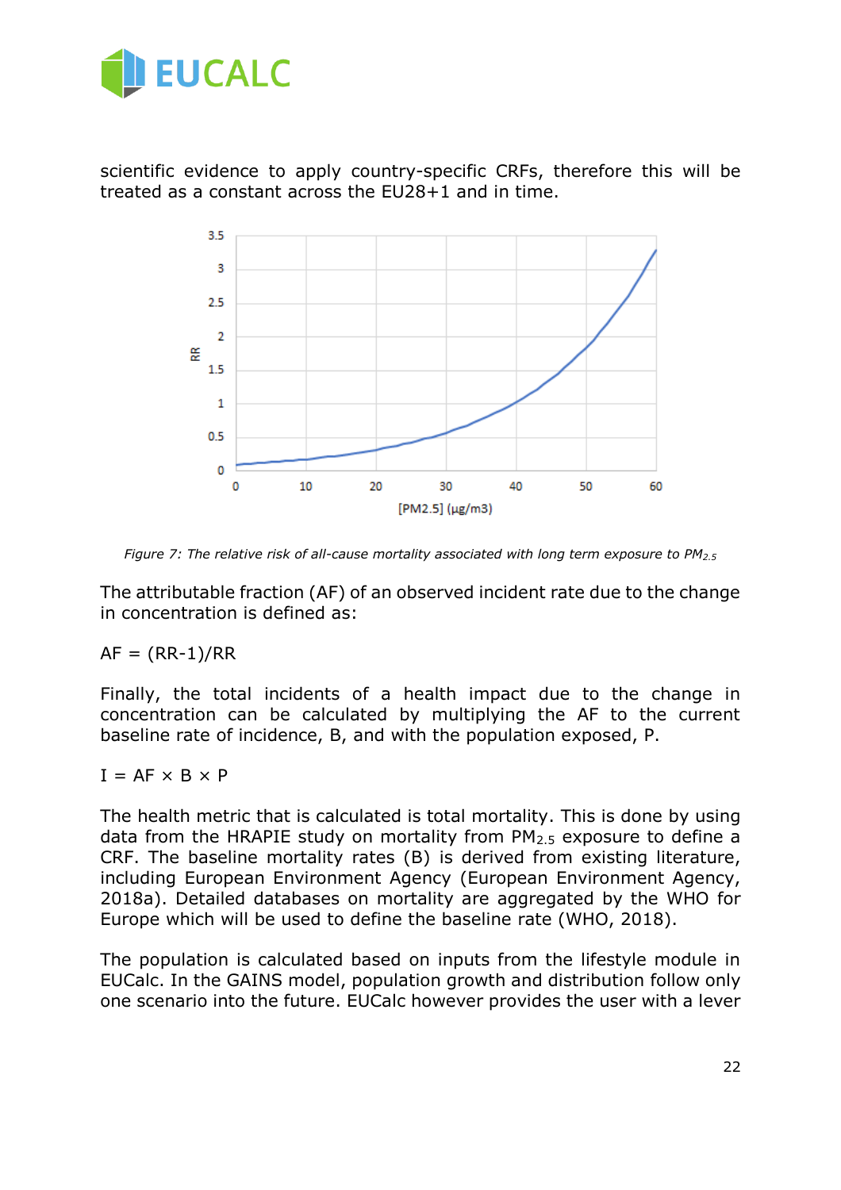scientific evidence to apply country-specific CRFs, therefore this will be treated as a constant across the EU28+1 and in time.

*Figure 7: The relative risk of all-cause mortality associated with long term exposure to $PM_{2.5}$*

The attributable fraction (AF) of an observed incident rate due to the change in concentration is defined as:

$$AF = (RR-1)/RR$$

Finally, the total incidents of a health impact due to the change in concentration can be calculated by multiplying the AF to the current baseline rate of incidence, B, and with the population exposed, P.

$$I = AF \times B \times P$$

The health metric that is calculated is total mortality. This is done by using data from the HRAPIE study on mortality from $PM_{2.5}$ exposure to define a CRF. The baseline mortality rates (B) is derived from existing literature, including European Environment Agency (European Environment Agency, 2018a). Detailed databases on mortality are aggregated by the WHO for Europe which will be used to define the baseline rate (WHO, 2018).

The population is calculated based on inputs from the lifestyle module in EUCalc. In the GAINS model, population growth and distribution follow only one scenario into the future. EUCalc however provides the user with a lever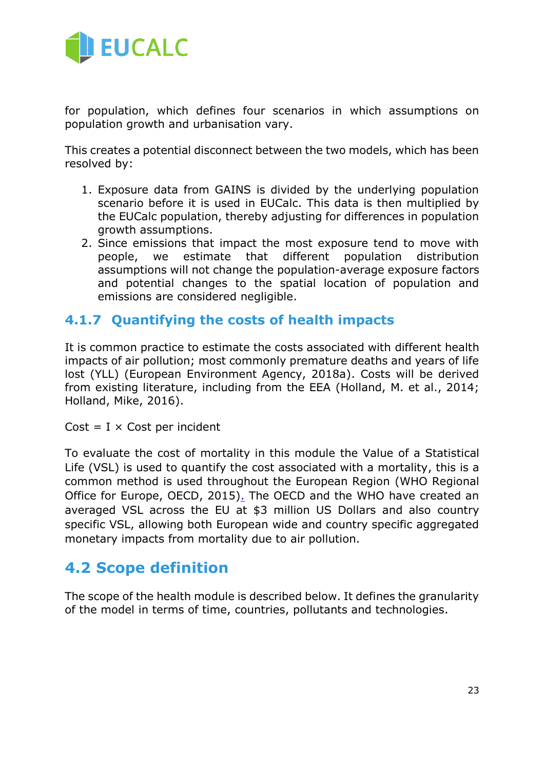for population, which defines four scenarios in which assumptions on population growth and urbanisation vary.

This creates a potential disconnect between the two models, which has been resolved by:

1. Exposure data from GAINS is divided by the underlying population scenario before it is used in EUCalc. This data is then multiplied by the EUCalc population, thereby adjusting for differences in population growth assumptions.
2. Since emissions that impact the most exposure tend to move with people, we estimate that different population distribution assumptions will not change the population-average exposure factors and potential changes to the spatial location of population and emissions are considered negligible.

### 4.1.7 Quantifying the costs of health impacts

It is common practice to estimate the costs associated with different health impacts of air pollution; most commonly premature deaths and years of life lost (YLL) (European Environment Agency, 2018a). Costs will be derived from existing literature, including from the EEA (Holland, M. et al., 2014; Holland, Mike, 2016).

$$\text{Cost} = I \times \text{Cost per incident}$$

To evaluate the cost of mortality in this module the Value of a Statistical Life (VSL) is used to quantify the cost associated with a mortality, this is a common method is used throughout the European Region (WHO Regional Office for Europe, OECD, 2015). The OECD and the WHO have created an averaged VSL across the EU at $3 million US Dollars and also country specific VSL, allowing both European wide and country specific aggregated monetary impacts from mortality due to air pollution.

## 4.2 Scope definition

The scope of the health module is described below. It defines the granularity of the model in terms of time, countries, pollutants and technologies.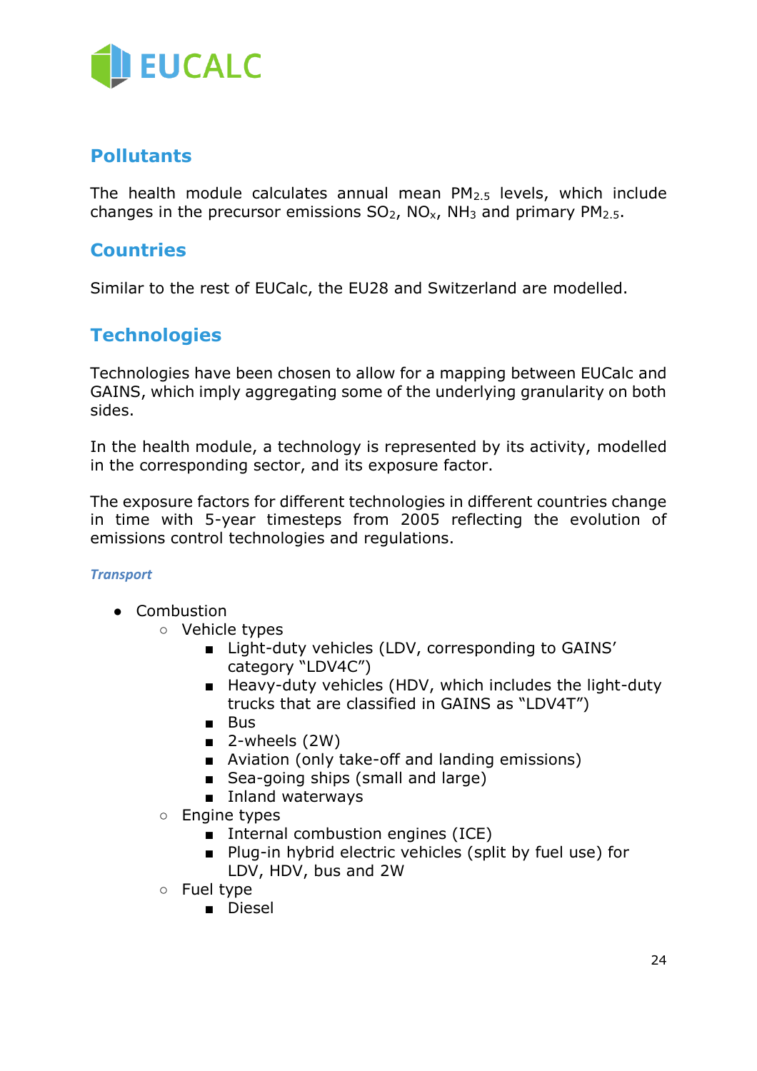## Pollutants

The health module calculates annual mean $PM_{2.5}$ levels, which include changes in the precursor emissions $SO_2$, $NO_x$, $NH_3$ and primary $PM_{2.5}$.

## Countries

Similar to the rest of EUCalc, the EU28 and Switzerland are modelled.

## Technologies

Technologies have been chosen to allow for a mapping between EUCalc and GAINS, which imply aggregating some of the underlying granularity on both sides.

In the health module, a technology is represented by its activity, modelled in the corresponding sector, and its exposure factor.

The exposure factors for different technologies in different countries change in time with 5-year timesteps from 2005 reflecting the evolution of emissions control technologies and regulations.

#### *Transport*

- Combustion
  - Vehicle types
    - Light-duty vehicles (LDV, corresponding to GAINS' category "LDV4C")
    - Heavy-duty vehicles (HDV, which includes the light-duty trucks that are classified in GAINS as "LDV4T")
    - Bus
    - 2-wheels (2W)
    - Aviation (only take-off and landing emissions)
    - Sea-going ships (small and large)
    - Inland waterways
  - Engine types
    - Internal combustion engines (ICE)
    - Plug-in hybrid electric vehicles (split by fuel use) for LDV, HDV, bus and 2W
  - Fuel type
    - Diesel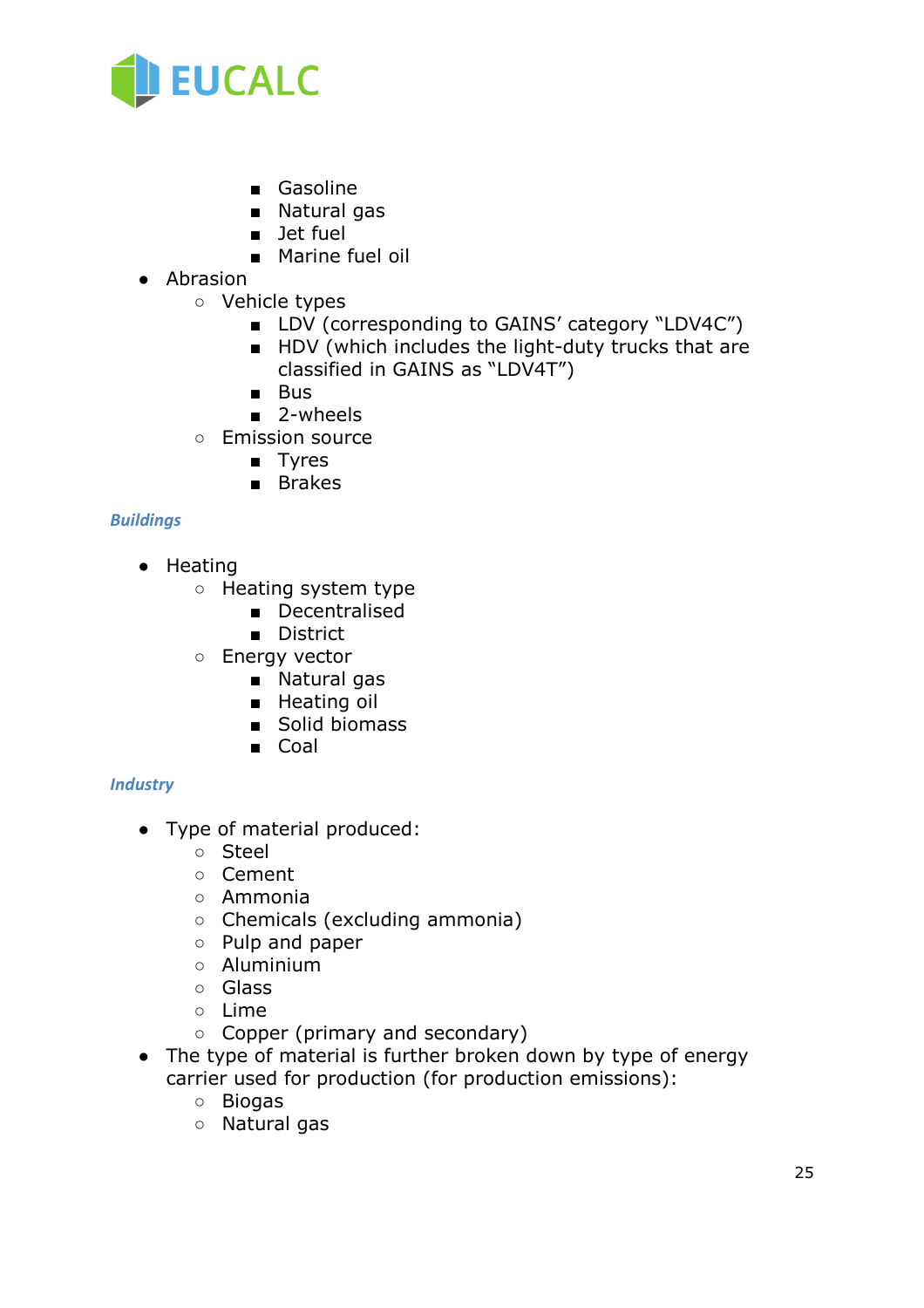- Gasoline
        - Natural gas
        - Jet fuel
        - Marine fuel oil
- Abrasion
    - Vehicle types
        - LDV (corresponding to GAINS' category "LDV4C")
        - HDV (which includes the light-duty trucks that are classified in GAINS as "LDV4T")
        - Bus
        - 2-wheels
    - Emission source
        - Tyres
        - Brakes

***Buildings***

- Heating
    - Heating system type
        - Decentralised
        - District
    - Energy vector
        - Natural gas
        - Heating oil
        - Solid biomass
        - Coal

***Industry***

- Type of material produced:
    - Steel
    - Cement
    - Ammonia
    - Chemicals (excluding ammonia)
    - Pulp and paper
    - Aluminium
    - Glass
    - Lime
    - Copper (primary and secondary)
- The type of material is further broken down by type of energy carrier used for production (for production emissions):
    - Biogas
    - Natural gas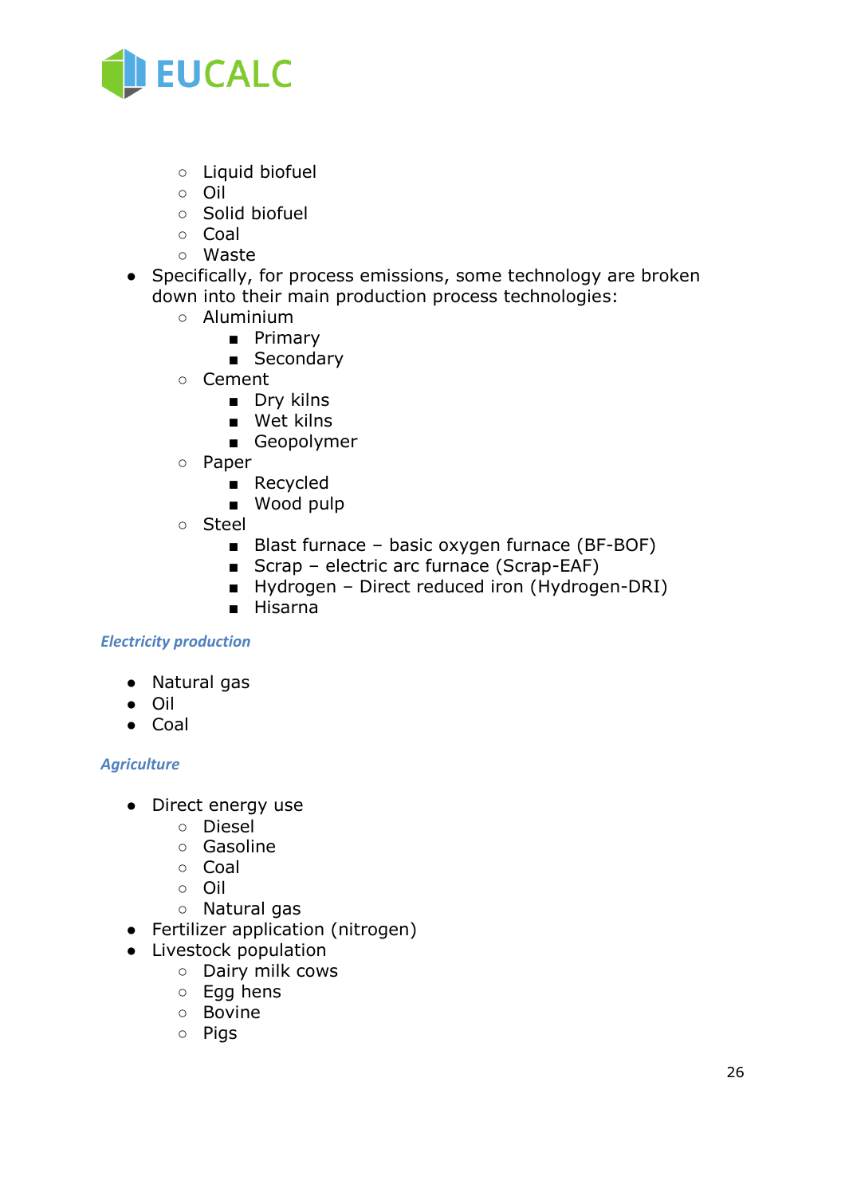- Liquid biofuel
    - Oil
    - Solid biofuel
    - Coal
    - Waste
- Specifically, for process emissions, some technology are broken down into their main production process technologies:
    - Aluminium
        - Primary
        - Secondary
    - Cement
        - Dry kilns
        - Wet kilns
        - Geopolymer
    - Paper
        - Recycled
        - Wood pulp
    - Steel
        - Blast furnace – basic oxygen furnace (BF-BOF)
        - Scrap – electric arc furnace (Scrap-EAF)
        - Hydrogen – Direct reduced iron (Hydrogen-DRI)
        - Hisarna

### *Electricity production*

- Natural gas
- Oil
- Coal

### *Agriculture*

- Direct energy use
    - Diesel
    - Gasoline
    - Coal
    - Oil
    - Natural gas
- Fertilizer application (nitrogen)
- Livestock population
    - Dairy milk cows
    - Egg hens
    - Bovine
    - Pigs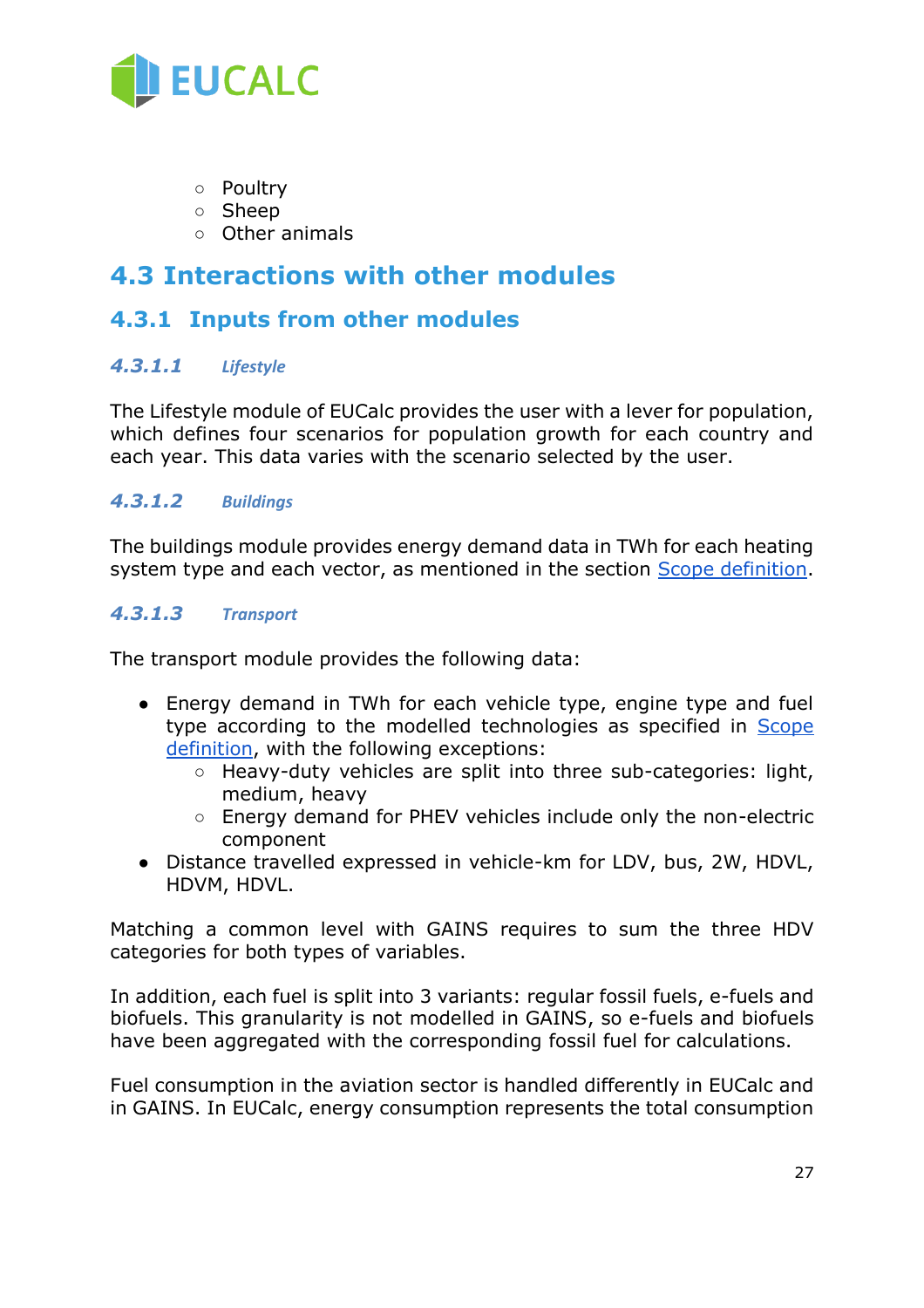- Poultry
- Sheep
- Other animals

## 4.3 Interactions with other modules

### 4.3.1 Inputs from other modules

#### *4.3.1.1 Lifestyle*

The Lifestyle module of EUCalc provides the user with a lever for population, which defines four scenarios for population growth for each country and each year. This data varies with the scenario selected by the user.

#### *4.3.1.2 Buildings*

The buildings module provides energy demand data in TWh for each heating system type and each vector, as mentioned in the section Scope definition.

#### *4.3.1.3 Transport*

The transport module provides the following data:

- Energy demand in TWh for each vehicle type, engine type and fuel type according to the modelled technologies as specified in Scope definition, with the following exceptions:
  - Heavy-duty vehicles are split into three sub-categories: light, medium, heavy
  - Energy demand for PHEV vehicles include only the non-electric component
- Distance travelled expressed in vehicle-km for LDV, bus, 2W, HDVL, HDVM, HDVL.

Matching a common level with GAINS requires to sum the three HDV categories for both types of variables.

In addition, each fuel is split into 3 variants: regular fossil fuels, e-fuels and biofuels. This granularity is not modelled in GAINS, so e-fuels and biofuels have been aggregated with the corresponding fossil fuel for calculations.

Fuel consumption in the aviation sector is handled differently in EUCalc and in GAINS. In EUCalc, energy consumption represents the total consumption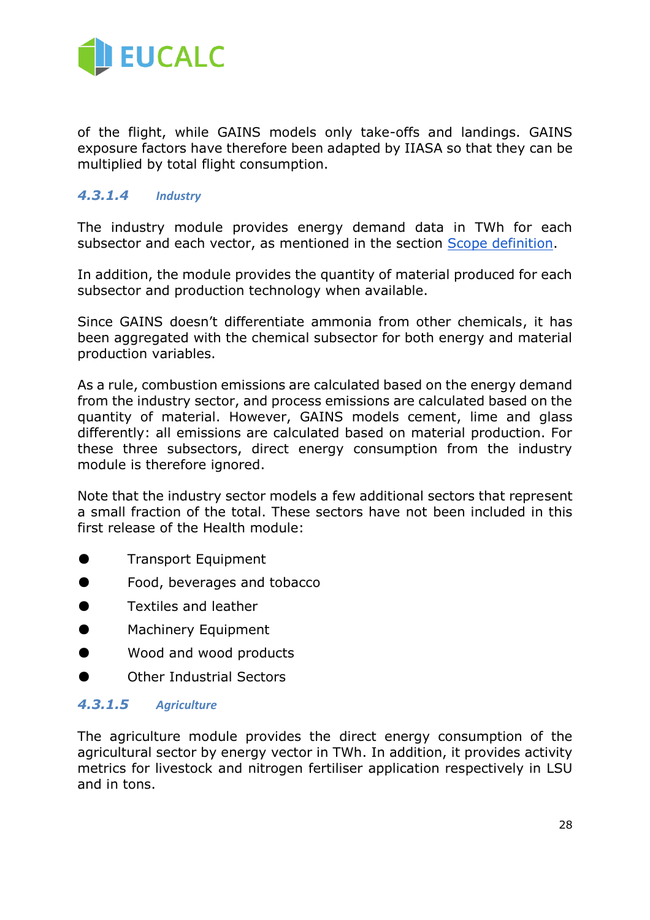of the flight, while GAINS models only take-offs and landings. GAINS exposure factors have therefore been adapted by IIASA so that they can be multiplied by total flight consumption.

#### 4.3.1.4 Industry

The industry module provides energy demand data in TWh for each subsector and each vector, as mentioned in the section Scope definition.

In addition, the module provides the quantity of material produced for each subsector and production technology when available.

Since GAINS doesn't differentiate ammonia from other chemicals, it has been aggregated with the chemical subsector for both energy and material production variables.

As a rule, combustion emissions are calculated based on the energy demand from the industry sector, and process emissions are calculated based on the quantity of material. However, GAINS models cement, lime and glass differently: all emissions are calculated based on material production. For these three subsectors, direct energy consumption from the industry module is therefore ignored.

Note that the industry sector models a few additional sectors that represent a small fraction of the total. These sectors have not been included in this first release of the Health module:

- Transport Equipment
- Food, beverages and tobacco
- Textiles and leather
- Machinery Equipment
- Wood and wood products
- Other Industrial Sectors

#### 4.3.1.5 Agriculture

The agriculture module provides the direct energy consumption of the agricultural sector by energy vector in TWh. In addition, it provides activity metrics for livestock and nitrogen fertiliser application respectively in LSU and in tons.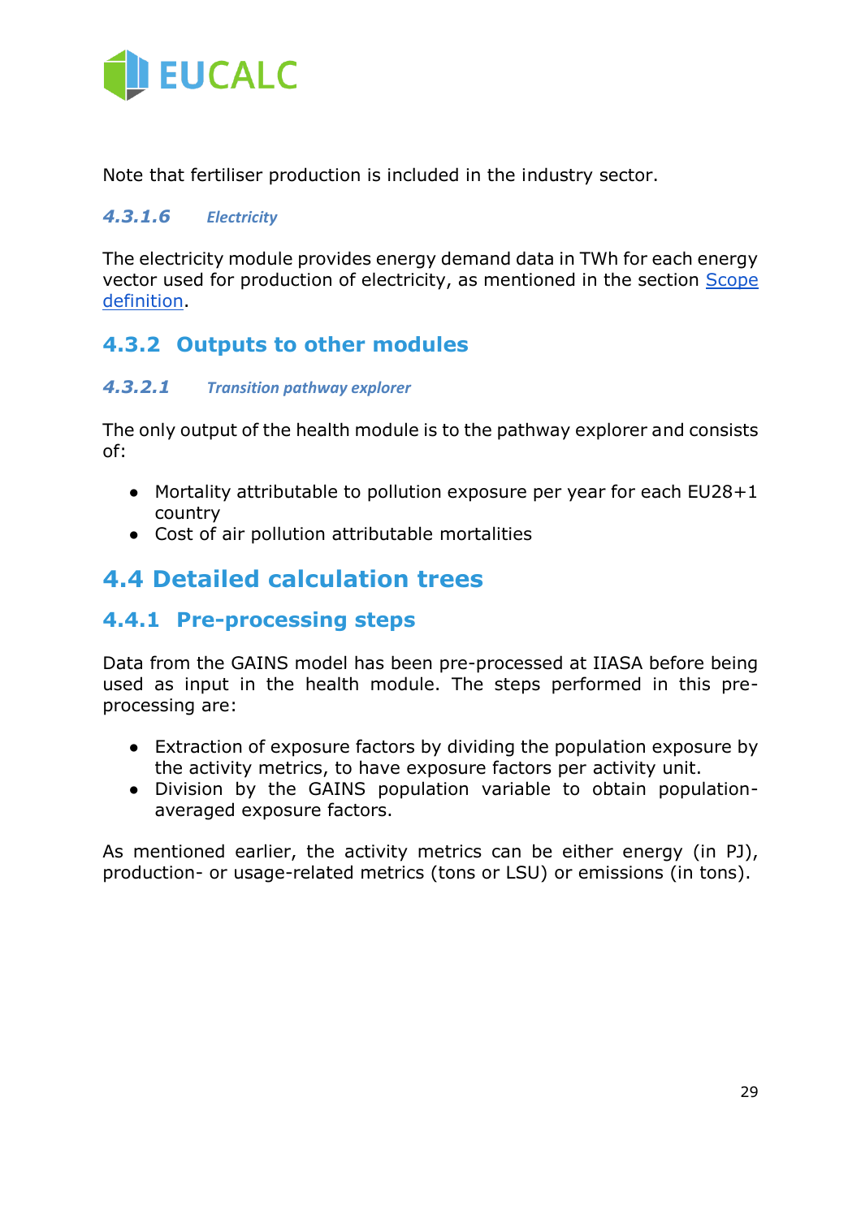Note that fertiliser production is included in the industry sector.

#### *4.3.1.6 Electricity*

The electricity module provides energy demand data in TWh for each energy vector used for production of electricity, as mentioned in the section [Scope definition](#).

### 4.3.2 Outputs to other modules

#### *4.3.2.1 Transition pathway explorer*

The only output of the health module is to the pathway explorer and consists of:

- Mortality attributable to pollution exposure per year for each EU28+1 country
- Cost of air pollution attributable mortalities

## 4.4 Detailed calculation trees

### 4.4.1 Pre-processing steps

Data from the GAINS model has been pre-processed at IIASA before being used as input in the health module. The steps performed in this pre-processing are:

- Extraction of exposure factors by dividing the population exposure by the activity metrics, to have exposure factors per activity unit.
- Division by the GAINS population variable to obtain population-averaged exposure factors.

As mentioned earlier, the activity metrics can be either energy (in PJ), production- or usage-related metrics (tons or LSU) or emissions (in tons).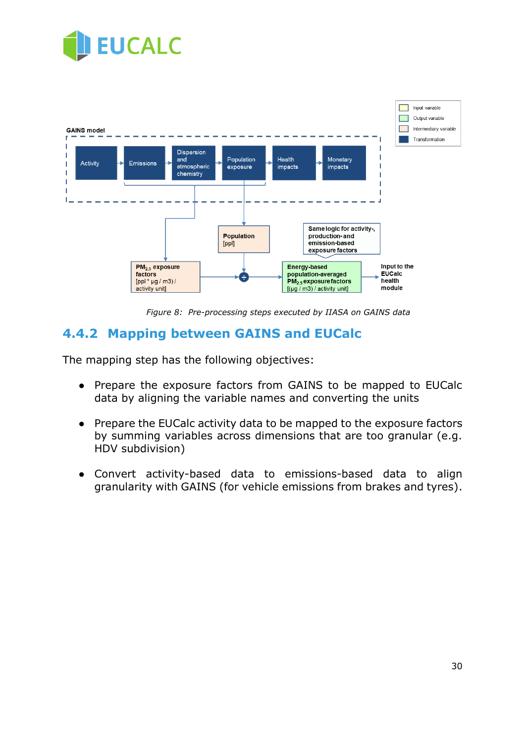Figure 8: Pre-processing steps executed by IIASA on GAINS data

## 4.4.2 Mapping between GAINS and EUCalc

The mapping step has the following objectives:

- Prepare the exposure factors from GAINS to be mapped to EUCalc data by aligning the variable names and converting the units
- Prepare the EUCalc activity data to be mapped to the exposure factors by summing variables across dimensions that are too granular (e.g. HDV subdivision)
- Convert activity-based data to emissions-based data to align granularity with GAINS (for vehicle emissions from brakes and tyres).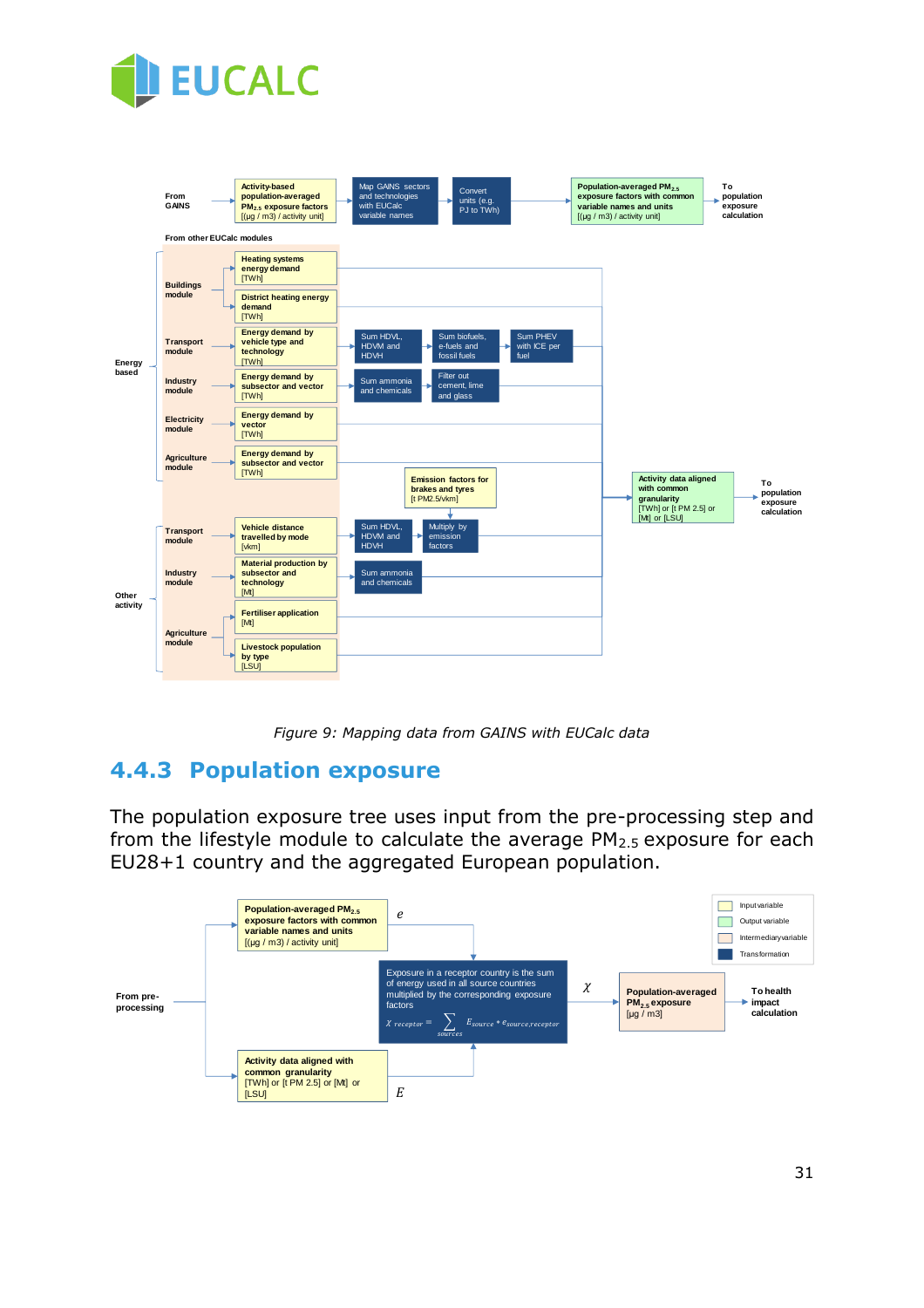Figure 9: Mapping data from GAINS with EUCalc data

### 4.4.3 Population exposure

The population exposure tree uses input from the pre-processing step and from the lifestyle module to calculate the average $PM_{2.5}$ exposure for each EU28+1 country and the aggregated European population.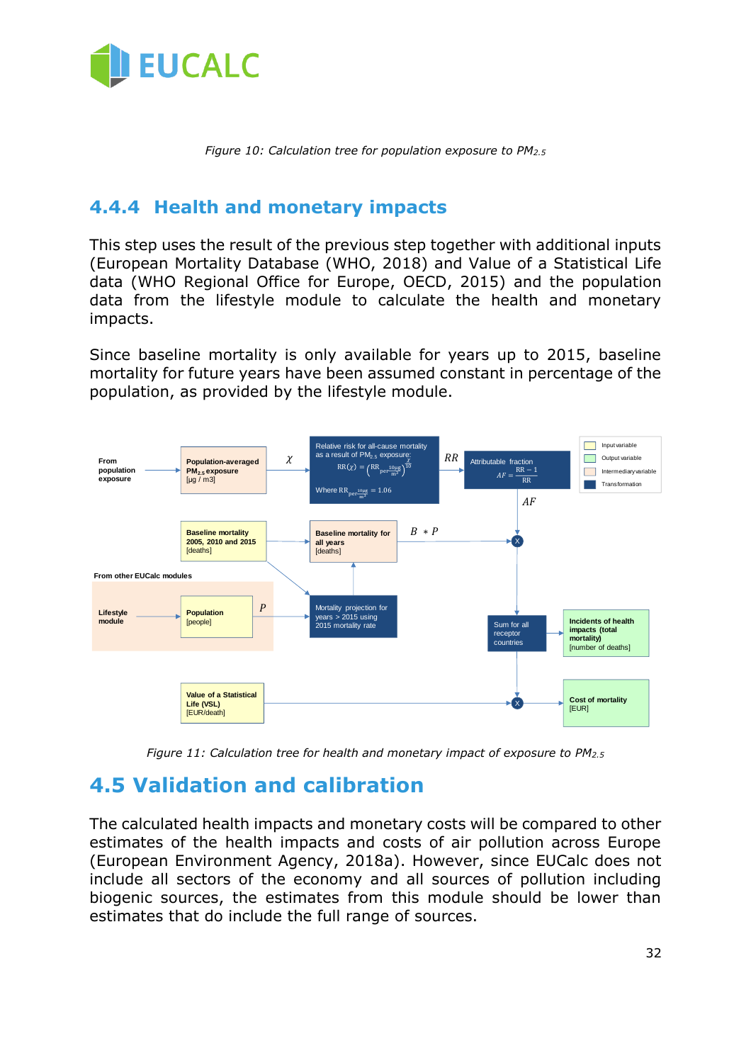*Figure 10: Calculation tree for population exposure to $PM_{2.5}$*

### 4.4.4 Health and monetary impacts

This step uses the result of the previous step together with additional inputs (European Mortality Database (WHO, 2018) and Value of a Statistical Life data (WHO Regional Office for Europe, OECD, 2015) and the population data from the lifestyle module to calculate the health and monetary impacts.

Since baseline mortality is only available for years up to 2015, baseline mortality for future years have been assumed constant in percentage of the population, as provided by the lifestyle module.

*Figure 11: Calculation tree for health and monetary impact of exposure to $PM_{2.5}$*

## 4.5 Validation and calibration

The calculated health impacts and monetary costs will be compared to other estimates of the health impacts and costs of air pollution across Europe (European Environment Agency, 2018a). However, since EUCalc does not include all sectors of the economy and all sources of pollution including biogenic sources, the estimates from this module should be lower than estimates that do include the full range of sources.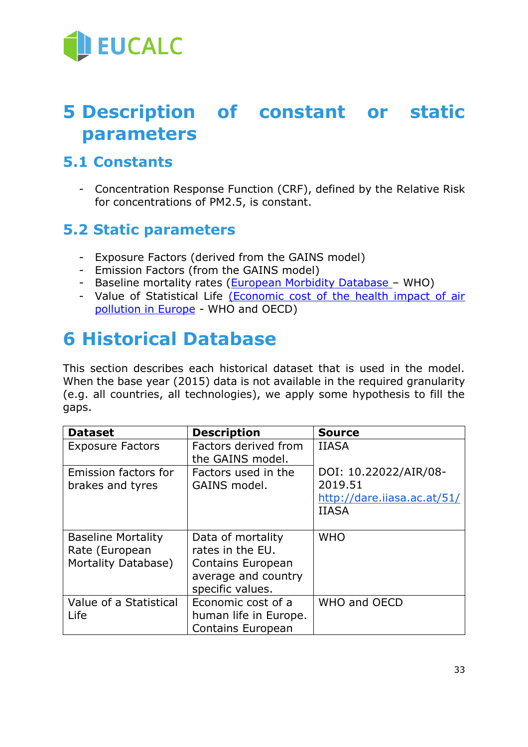# 5 Description of constant or static parameters

## 5.1 Constants

- Concentration Response Function (CRF), defined by the Relative Risk for concentrations of PM2.5, is constant.

## 5.2 Static parameters

- Exposure Factors (derived from the GAINS model)
- Emission Factors (from the GAINS model)
- Baseline mortality rates (European Morbidity Database – WHO)
- Value of Statistical Life (Economic cost of the health impact of air pollution in Europe - WHO and OECD)

# 6 Historical Database

This section describes each historical dataset that is used in the model. When the base year (2015) data is not available in the required granularity (e.g. all countries, all technologies), we apply some hypothesis to fill the gaps.

| Dataset | Description | Source |
|---|---|---|
| Exposure Factors | Factors derived from the GAINS model. | IIASA |
| Emission factors for brakes and tyres | Factors used in the GAINS model. | DOI: 10.22022/AIR/08-2019.51 http://dare.iiasa.ac.at/51/ IIASA |
| Baseline Mortality Rate (European Mortality Database) | Data of mortality rates in the EU. Contains European average and country specific values. | WHO |
| Value of a Statistical Life | Economic cost of a human life in Europe. Contains European | WHO and OECD |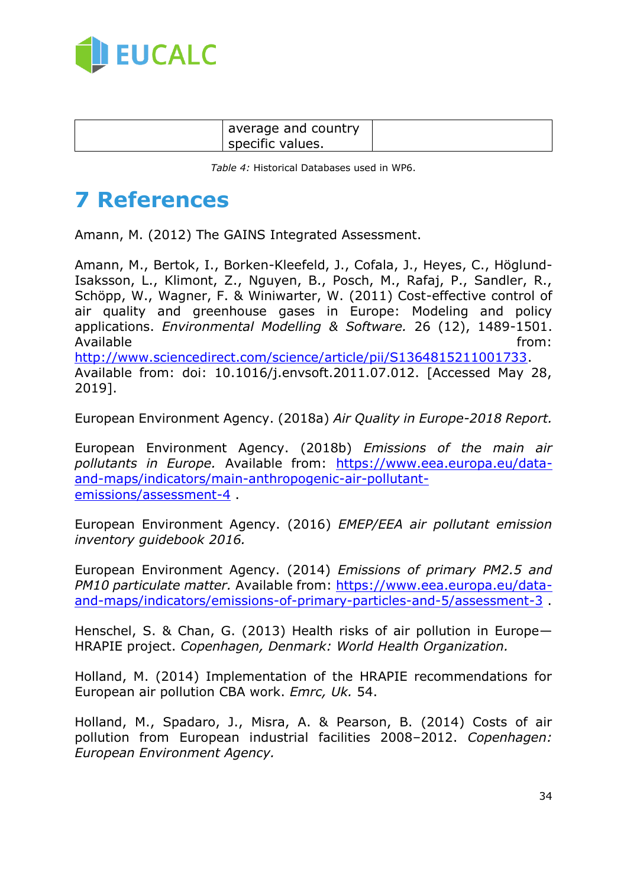|  | average and country specific values. |  |
|---|---|---|

*Table 4:* Historical Databases used in WP6.

# 7 References

Amann, M. (2012) The GAINS Integrated Assessment.

Amann, M., Bertok, I., Borken-Kleefeld, J., Cofala, J., Heyes, C., Höglund-Isaksson, L., Klimont, Z., Nguyen, B., Posch, M., Rafaj, P., Sandler, R., Schöpp, W., Wagner, F. & Winiwarter, W. (2011) Cost-effective control of air quality and greenhouse gases in Europe: Modeling and policy applications. *Environmental Modelling & Software.* 26 (12), 1489-1501. Available from: http://www.sciencedirect.com/science/article/pii/S1364815211001733. Available from: doi: 10.1016/j.envsoft.2011.07.012. [Accessed May 28, 2019].

European Environment Agency. (2018a) *Air Quality in Europe-2018 Report.*

European Environment Agency. (2018b) *Emissions of the main air pollutants in Europe.* Available from: https://www.eea.europa.eu/data-and-maps/indicators/main-anthropogenic-air-pollutant-emissions/assessment-4 .

European Environment Agency. (2016) *EMEP/EEA air pollutant emission inventory guidebook 2016.*

European Environment Agency. (2014) *Emissions of primary PM2.5 and PM10 particulate matter.* Available from: https://www.eea.europa.eu/data-and-maps/indicators/emissions-of-primary-particles-and-5/assessment-3 .

Henschel, S. & Chan, G. (2013) Health risks of air pollution in Europe—HRAPIE project. *Copenhagen, Denmark: World Health Organization.*

Holland, M. (2014) Implementation of the HRAPIE recommendations for European air pollution CBA work. *Emrc, Uk.* 54.

Holland, M., Spadaro, J., Misra, A. & Pearson, B. (2014) Costs of air pollution from European industrial facilities 2008–2012. *Copenhagen: European Environment Agency.*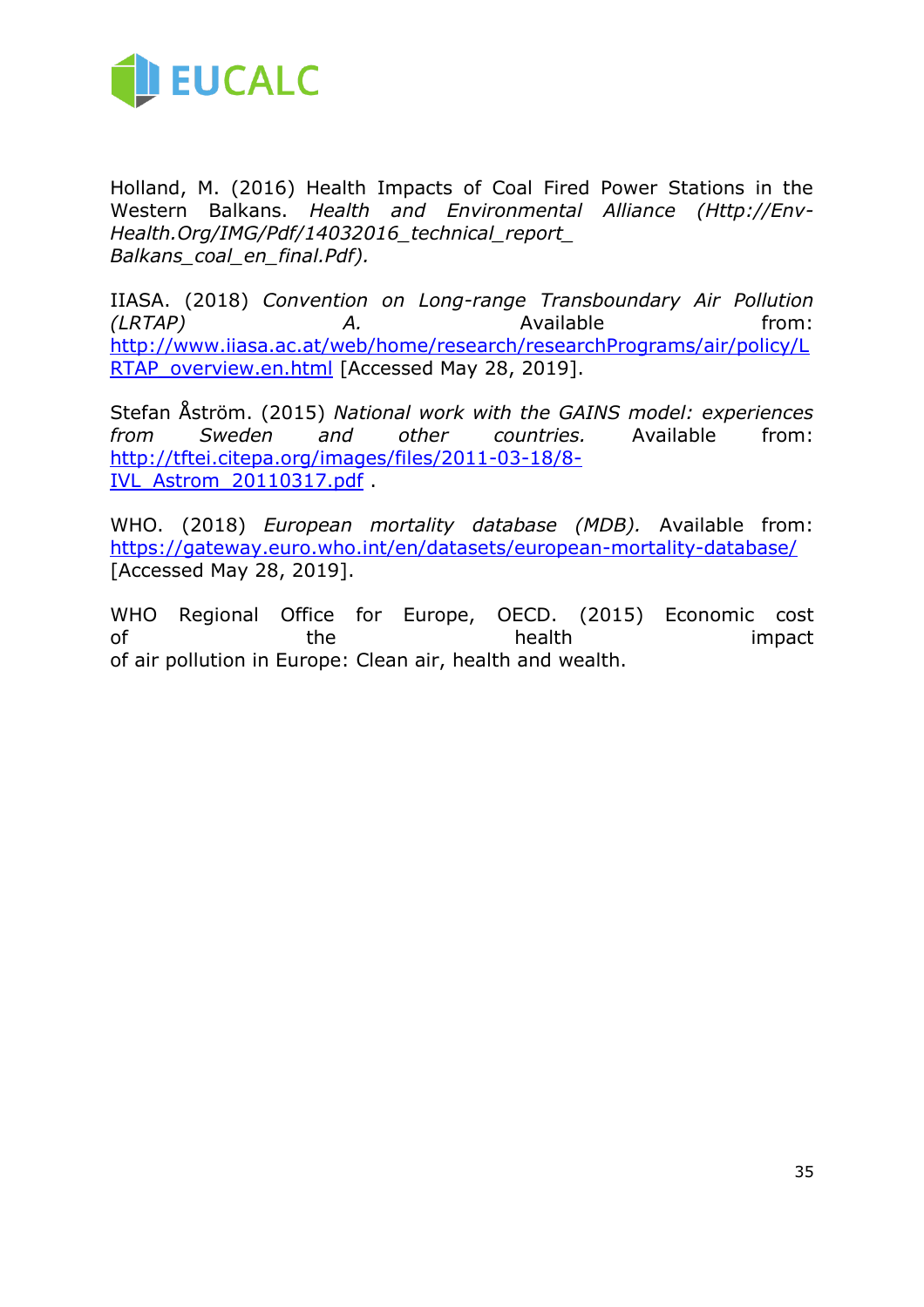Holland, M. (2016) Health Impacts of Coal Fired Power Stations in the Western Balkans. *Health and Environmental Alliance (Http://Env-Health.Org/IMG/Pdf/14032016_technical_report_ Balkans_coal_en_final.Pdf).*

IIASA. (2018) *Convention on Long-range Transboundary Air Pollution (LRTAP) A.* Available from: [http://www.iiasa.ac.at/web/home/research/researchPrograms/air/policy/LRTAP_overview.en.html](http://www.iiasa.ac.at/web/home/research/researchPrograms/air/policy/LRTAP_overview.en.html) [Accessed May 28, 2019].

Stefan Åström. (2015) *National work with the GAINS model: experiences from Sweden and other countries.* Available from: [http://tftei.citepa.org/images/files/2011-03-18/8-IVL_Astrom_20110317.pdf](http://tftei.citepa.org/images/files/2011-03-18/8-IVL_Astrom_20110317.pdf) .

WHO. (2018) *European mortality database (MDB).* Available from: [https://gateway.euro.who.int/en/datasets/european-mortality-database/](https://gateway.euro.who.int/en/datasets/european-mortality-database/) [Accessed May 28, 2019].

WHO Regional Office for Europe, OECD. (2015) Economic cost of the health impact of air pollution in Europe: Clean air, health and wealth.